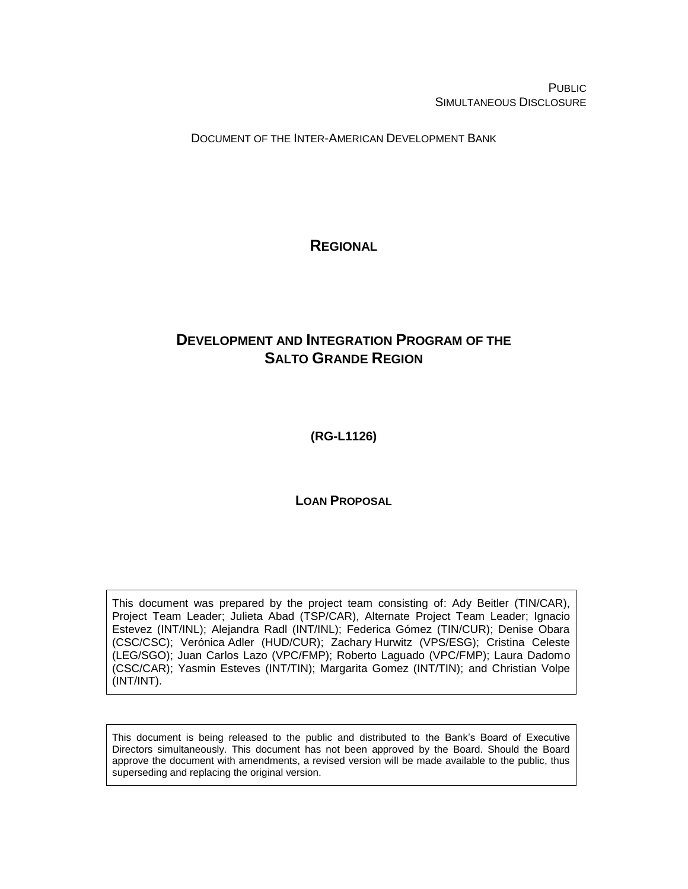PUBLIC
SIMULTANEOUS DISCLOSURE

DOCUMENT OF THE INTER-AMERICAN DEVELOPMENT BANK

# REGIONAL

# DEVELOPMENT AND INTEGRATION PROGRAM OF THE SALTO GRANDE REGION

**(RG-L1126)**

**LOAN PROPOSAL**

This document was prepared by the project team consisting of: Ady Beitler (TIN/CAR), Project Team Leader; Julieta Abad (TSP/CAR), Alternate Project Team Leader; Ignacio Estevez (INT/INL); Alejandra Radl (INT/INL); Federica Gómez (TIN/CUR); Denise Obara (CSC/CSC); Verónica Adler (HUD/CUR); Zachary Hurwitz (VPS/ESG); Cristina Celeste (LEG/SGO); Juan Carlos Lazo (VPC/FMP); Roberto Laguado (VPC/FMP); Laura Dadomo (CSC/CAR); Yasmin Esteves (INT/TIN); Margarita Gomez (INT/TIN); and Christian Volpe (INT/INT).

This document is being released to the public and distributed to the Bank's Board of Executive Directors simultaneously. This document has not been approved by the Board. Should the Board approve the document with amendments, a revised version will be made available to the public, thus superseding and replacing the original version.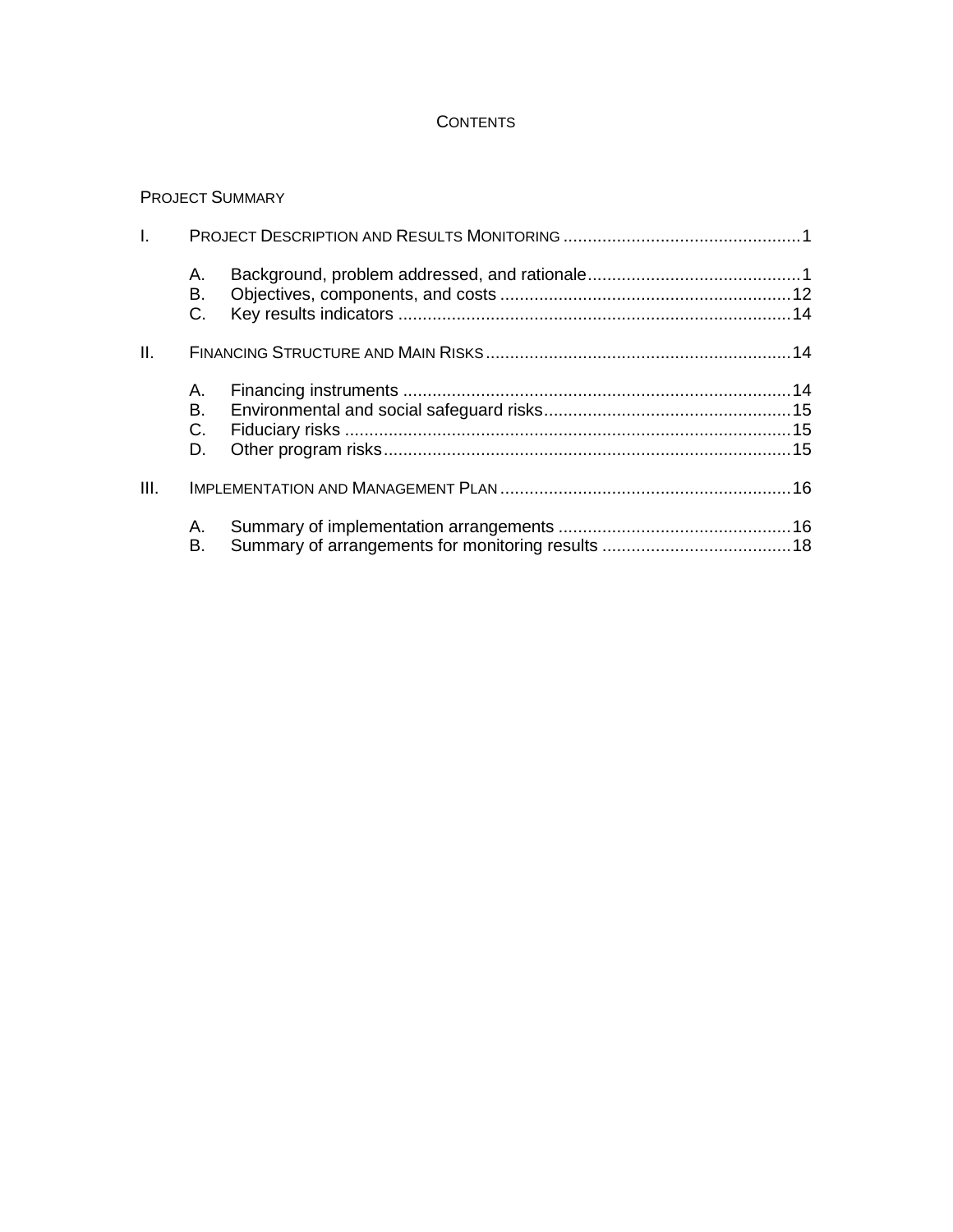# CONTENTS

PROJECT SUMMARY

I. PROJECT DESCRIPTION AND RESULTS MONITORING ........ 1

- A. Background, problem addressed, and rationale ........ 1
- B. Objectives, components, and costs ........ 12
- C. Key results indicators ........ 14

II. FINANCING STRUCTURE AND MAIN RISKS ........ 14

- A. Financing instruments ........ 14
- B. Environmental and social safeguard risks ........ 15
- C. Fiduciary risks ........ 15
- D. Other program risks ........ 15

III. IMPLEMENTATION AND MANAGEMENT PLAN ........ 16

- A. Summary of implementation arrangements ........ 16
- B. Summary of arrangements for monitoring results ........ 18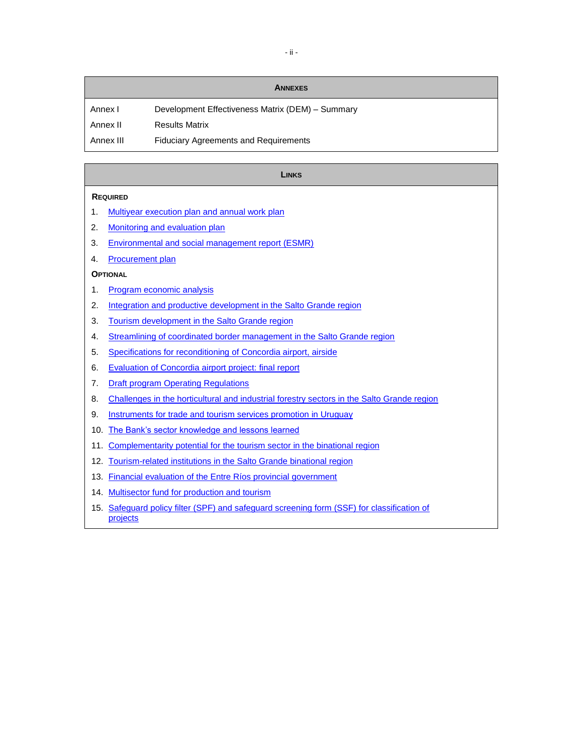## Annexes

| | |
|---|---|
| Annex I | Development Effectiveness Matrix (DEM) – Summary |
| Annex II | Results Matrix |
| Annex III | Fiduciary Agreements and Requirements |

## Links

**Required**

1. Multiyear execution plan and annual work plan
2. Monitoring and evaluation plan
3. Environmental and social management report (ESMR)
4. Procurement plan

**Optional**

1. Program economic analysis
2. Integration and productive development in the Salto Grande region
3. Tourism development in the Salto Grande region
4. Streamlining of coordinated border management in the Salto Grande region
5. Specifications for reconditioning of Concordia airport, airside
6. Evaluation of Concordia airport project: final report
7. Draft program Operating Regulations
8. Challenges in the horticultural and industrial forestry sectors in the Salto Grande region
9. Instruments for trade and tourism services promotion in Uruguay
10. The Bank's sector knowledge and lessons learned
11. Complementarity potential for the tourism sector in the binational region
12. Tourism-related institutions in the Salto Grande binational region
13. Financial evaluation of the Entre Ríos provincial government
14. Multisector fund for production and tourism
15. Safeguard policy filter (SPF) and safeguard screening form (SSF) for classification of projects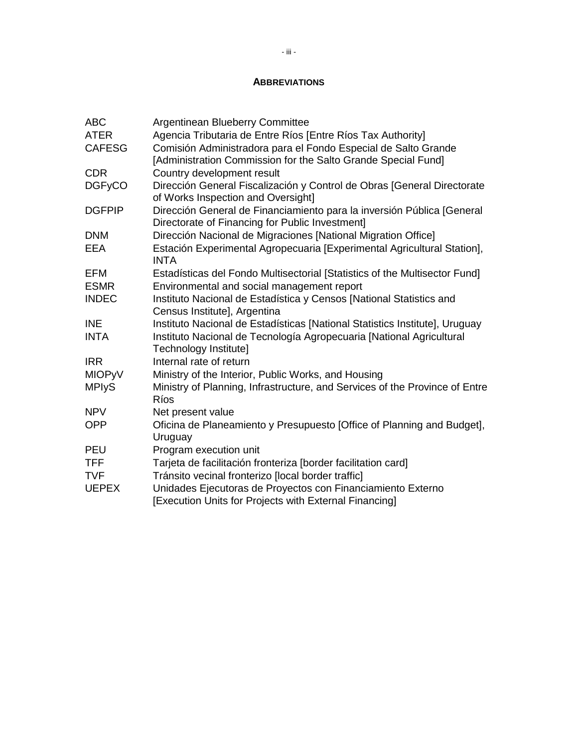## ABBREVIATIONS

| | |
|---|---|
| ABC | Argentinean Blueberry Committee |
| ATER | Agencia Tributaria de Entre Ríos [Entre Ríos Tax Authority] |
| CAFESG | Comisión Administradora para el Fondo Especial de Salto Grande [Administration Commission for the Salto Grande Special Fund] |
| CDR | Country development result |
| DGFyCO | Dirección General Fiscalización y Control de Obras [General Directorate of Works Inspection and Oversight] |
| DGFPIP | Dirección General de Financiamiento para la inversión Pública [General Directorate of Financing for Public Investment] |
| DNM | Dirección Nacional de Migraciones [National Migration Office] |
| EEA | Estación Experimental Agropecuaria [Experimental Agricultural Station], INTA |
| EFM | Estadísticas del Fondo Multisectorial [Statistics of the Multisector Fund] |
| ESMR | Environmental and social management report |
| INDEC | Instituto Nacional de Estadística y Censos [National Statistics and Census Institute], Argentina |
| INE | Instituto Nacional de Estadísticas [National Statistics Institute], Uruguay |
| INTA | Instituto Nacional de Tecnología Agropecuaria [National Agricultural Technology Institute] |
| IRR | Internal rate of return |
| MIOPyV | Ministry of the Interior, Public Works, and Housing |
| MPIyS | Ministry of Planning, Infrastructure, and Services of the Province of Entre Ríos |
| NPV | Net present value |
| OPP | Oficina de Planeamiento y Presupuesto [Office of Planning and Budget], Uruguay |
| PEU | Program execution unit |
| TFF | Tarjeta de facilitación fronteriza [border facilitation card] |
| TVF | Tránsito vecinal fronterizo [local border traffic] |
| UEPEX | Unidades Ejecutoras de Proyectos con Financiamiento Externo [Execution Units for Projects with External Financing] |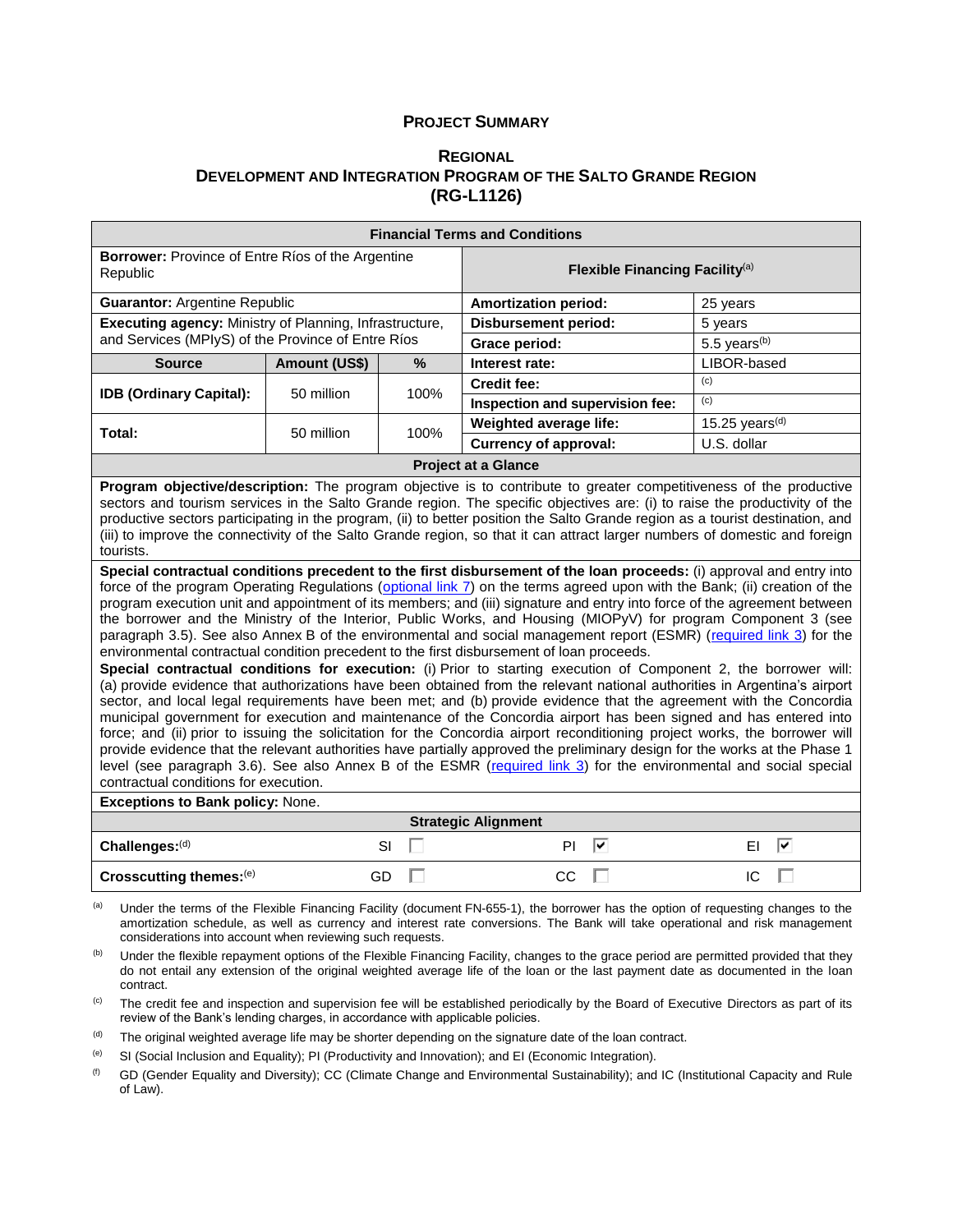# PROJECT SUMMARY

## REGIONAL
## DEVELOPMENT AND INTEGRATION PROGRAM OF THE SALTO GRANDE REGION
## (RG-L1126)

| Financial Terms and Conditions | | | | |
|---|---|---|---|---|
| **Borrower:** Province of Entre Ríos of the Argentine Republic | | | **Flexible Financing Facility**[a] | |
| **Guarantor:** Argentine Republic | | | **Amortization period:** | 25 years |
| **Executing agency:** Ministry of Planning, Infrastructure, and Services (MPIyS) of the Province of Entre Ríos | | | **Disbursement period:** | 5 years |
| | | | **Grace period:** | 5.5 years[b] |
| **Source** | **Amount (US$)** | **%** | **Interest rate:** | LIBOR-based |
| **IDB (Ordinary Capital):** | 50 million | 100% | **Credit fee:** | [c] |
| | | | **Inspection and supervision fee:** | [c] |
| **Total:** | 50 million | 100% | **Weighted average life:** | 15.25 years[d] |
| | | | **Currency of approval:** | U.S. dollar |

**Project at a Glance**

**Program objective/description:** The program objective is to contribute to greater competitiveness of the productive sectors and tourism services in the Salto Grande region. The specific objectives are: (i) to raise the productivity of the productive sectors participating in the program, (ii) to better position the Salto Grande region as a tourist destination, and (iii) to improve the connectivity of the Salto Grande region, so that it can attract larger numbers of domestic and foreign tourists.

**Special contractual conditions precedent to the first disbursement of the loan proceeds:** (i) approval and entry into force of the program Operating Regulations (optional link 7) on the terms agreed upon with the Bank; (ii) creation of the program execution unit and appointment of its members; and (iii) signature and entry into force of the agreement between the borrower and the Ministry of the Interior, Public Works, and Housing (MIOPyV) for program Component 3 (see paragraph 3.5). See also Annex B of the environmental and social management report (ESMR) (required link 3) for the environmental contractual condition precedent to the first disbursement of loan proceeds.

**Special contractual conditions for execution:** (i) Prior to starting execution of Component 2, the borrower will: (a) provide evidence that authorizations have been obtained from the relevant national authorities in Argentina's airport sector, and local legal requirements have been met; and (b) provide evidence that the agreement with the Concordia municipal government for execution and maintenance of the Concordia airport has been signed and has entered into force; and (ii) prior to issuing the solicitation for the Concordia airport reconditioning project works, the borrower will provide evidence that the relevant authorities have partially approved the preliminary design for the works at the Phase 1 level (see paragraph 3.6). See also Annex B of the ESMR (required link 3) for the environmental and social special contractual conditions for execution.

**Exceptions to Bank policy:** None.

**Strategic Alignment**

| | | | |
|---|---|---|---|
| **Challenges:**[d] | SI ☐ | PI ☑ | EI ☑ |
| **Crosscutting themes:**[e] | GD ☐ | CC ☐ | IC ☐ |

[a] Under the terms of the Flexible Financing Facility (document FN-655-1), the borrower has the option of requesting changes to the amortization schedule, as well as currency and interest rate conversions. The Bank will take operational and risk management considerations into account when reviewing such requests.

[b] Under the flexible repayment options of the Flexible Financing Facility, changes to the grace period are permitted provided that they do not entail any extension of the original weighted average life of the loan or the last payment date as documented in the loan contract.

[c] The credit fee and inspection and supervision fee will be established periodically by the Board of Executive Directors as part of its review of the Bank's lending charges, in accordance with applicable policies.

[d] The original weighted average life may be shorter depending on the signature date of the loan contract.

[e] SI (Social Inclusion and Equality); PI (Productivity and Innovation); and EI (Economic Integration).

[f] GD (Gender Equality and Diversity); CC (Climate Change and Environmental Sustainability); and IC (Institutional Capacity and Rule of Law).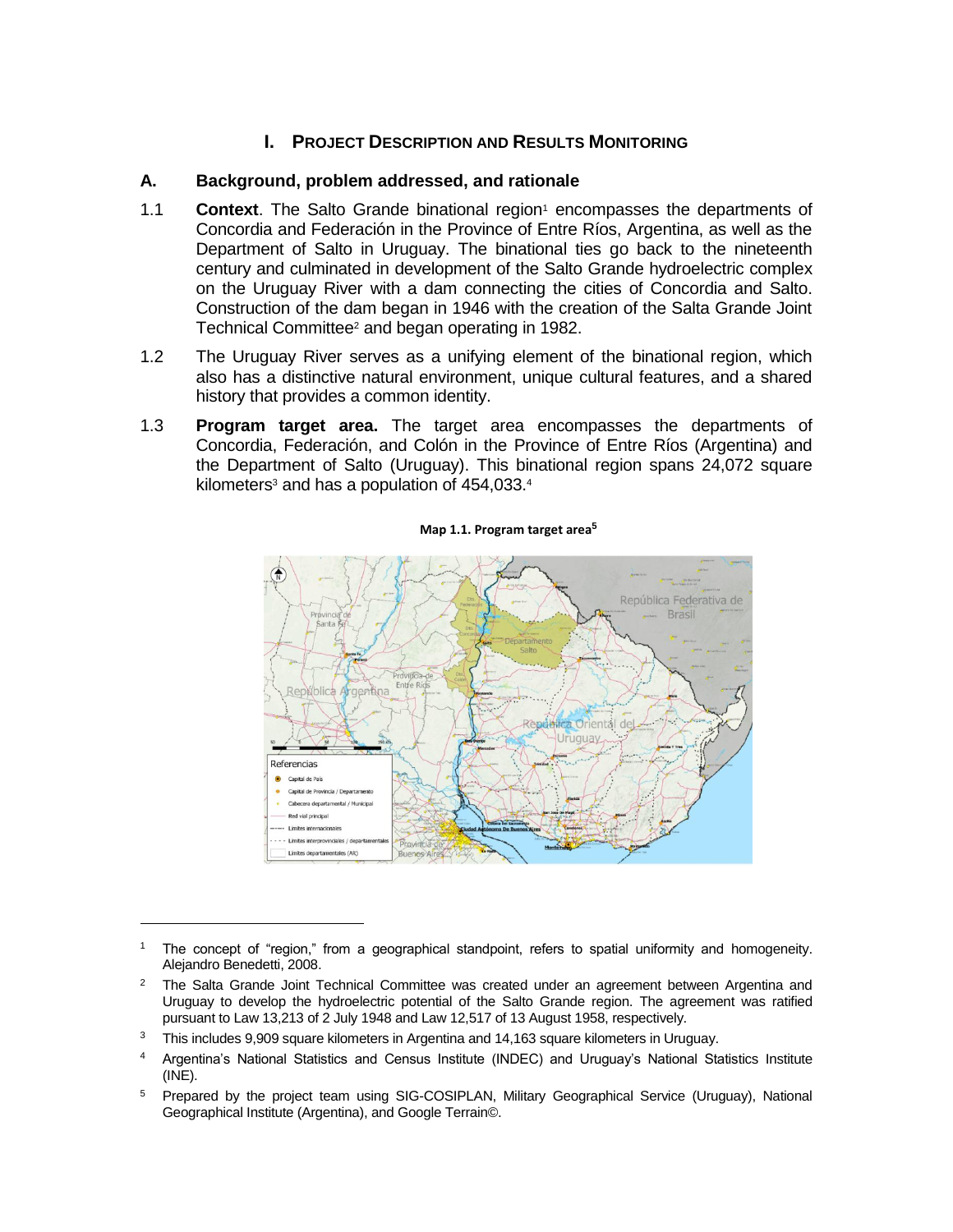# I. PROJECT DESCRIPTION AND RESULTS MONITORING

## A. Background, problem addressed, and rationale

1.1 **Context**. The Salto Grande binational region[1] encompasses the departments of Concordia and Federación in the Province of Entre Ríos, Argentina, as well as the Department of Salto in Uruguay. The binational ties go back to the nineteenth century and culminated in development of the Salto Grande hydroelectric complex on the Uruguay River with a dam connecting the cities of Concordia and Salto. Construction of the dam began in 1946 with the creation of the Salta Grande Joint Technical Committee[2] and began operating in 1982.

1.2 The Uruguay River serves as a unifying element of the binational region, which also has a distinctive natural environment, unique cultural features, and a shared history that provides a common identity.

1.3 **Program target area.** The target area encompasses the departments of Concordia, Federación, and Colón in the Province of Entre Ríos (Argentina) and the Department of Salto (Uruguay). This binational region spans 24,072 square kilometers[3] and has a population of 454,033.[4]

**Map 1.1. Program target area[5]**

---

[1] The concept of "region," from a geographical standpoint, refers to spatial uniformity and homogeneity. Alejandro Benedetti, 2008.

[2] The Salta Grande Joint Technical Committee was created under an agreement between Argentina and Uruguay to develop the hydroelectric potential of the Salto Grande region. The agreement was ratified pursuant to Law 13,213 of 2 July 1948 and Law 12,517 of 13 August 1958, respectively.

[3] This includes 9,909 square kilometers in Argentina and 14,163 square kilometers in Uruguay.

[4] Argentina's National Statistics and Census Institute (INDEC) and Uruguay's National Statistics Institute (INE).

[5] Prepared by the project team using SIG-COSIPLAN, Military Geographical Service (Uruguay), National Geographical Institute (Argentina), and Google Terrain©.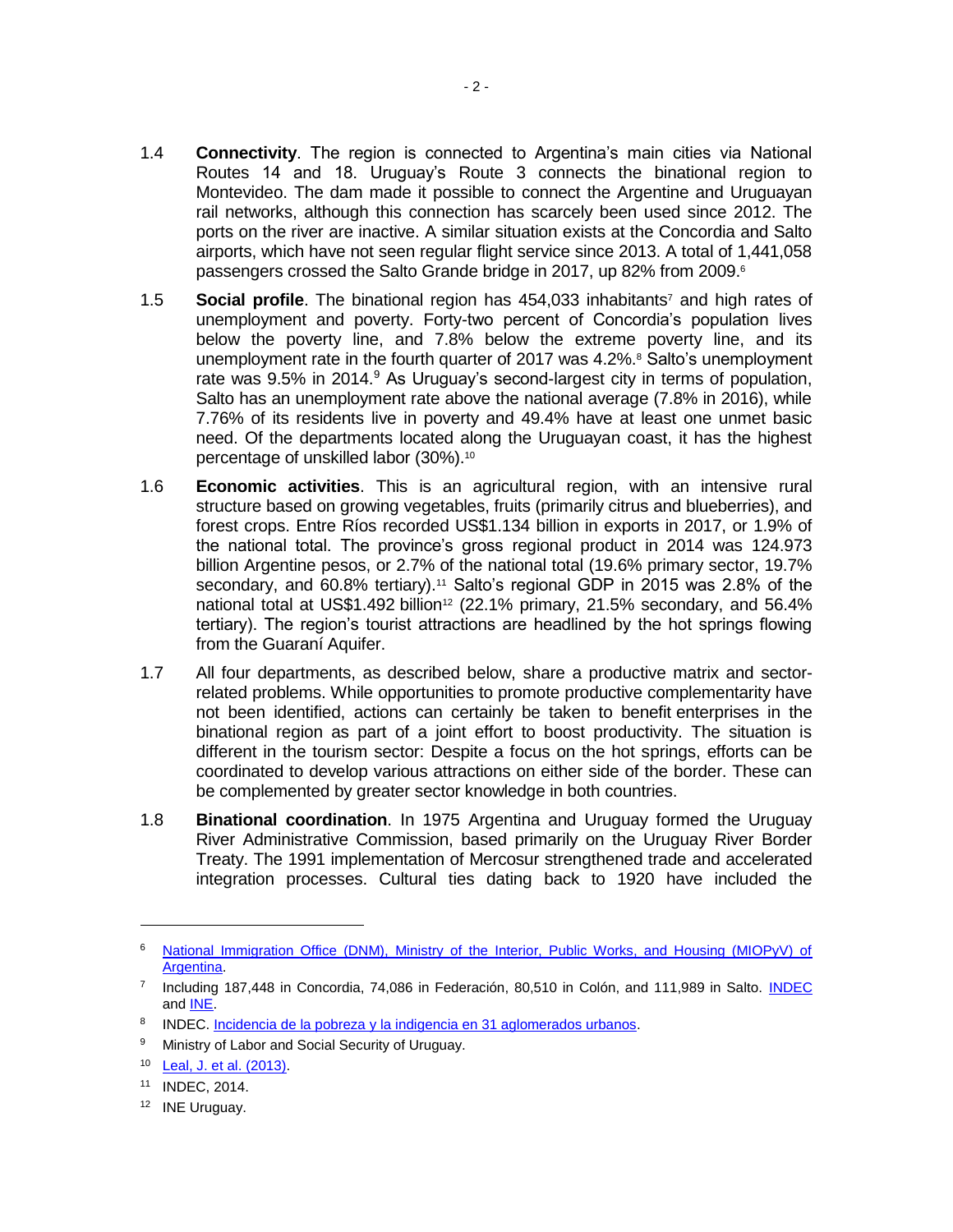1.4 **Connectivity**. The region is connected to Argentina's main cities via National Routes 14 and 18. Uruguay's Route 3 connects the binational region to Montevideo. The dam made it possible to connect the Argentine and Uruguayan rail networks, although this connection has scarcely been used since 2012. The ports on the river are inactive. A similar situation exists at the Concordia and Salto airports, which have not seen regular flight service since 2013. A total of 1,441,058 passengers crossed the Salto Grande bridge in 2017, up 82% from 2009.[6]

1.5 **Social profile**. The binational region has 454,033 inhabitants[7] and high rates of unemployment and poverty. Forty-two percent of Concordia's population lives below the poverty line, and 7.8% below the extreme poverty line, and its unemployment rate in the fourth quarter of 2017 was 4.2%.[8] Salto's unemployment rate was 9.5% in 2014.[9] As Uruguay's second-largest city in terms of population, Salto has an unemployment rate above the national average (7.8% in 2016), while 7.76% of its residents live in poverty and 49.4% have at least one unmet basic need. Of the departments located along the Uruguayan coast, it has the highest percentage of unskilled labor (30%).[10]

1.6 **Economic activities**. This is an agricultural region, with an intensive rural structure based on growing vegetables, fruits (primarily citrus and blueberries), and forest crops. Entre Ríos recorded US$1.134 billion in exports in 2017, or 1.9% of the national total. The province's gross regional product in 2014 was 124.973 billion Argentine pesos, or 2.7% of the national total (19.6% primary sector, 19.7% secondary, and 60.8% tertiary).[11] Salto's regional GDP in 2015 was 2.8% of the national total at US$1.492 billion[12] (22.1% primary, 21.5% secondary, and 56.4% tertiary). The region's tourist attractions are headlined by the hot springs flowing from the Guaraní Aquifer.

1.7 All four departments, as described below, share a productive matrix and sector-related problems. While opportunities to promote productive complementarity have not been identified, actions can certainly be taken to benefit enterprises in the binational region as part of a joint effort to boost productivity. The situation is different in the tourism sector: Despite a focus on the hot springs, efforts can be coordinated to develop various attractions on either side of the border. These can be complemented by greater sector knowledge in both countries.

1.8 **Binational coordination**. In 1975 Argentina and Uruguay formed the Uruguay River Administrative Commission, based primarily on the Uruguay River Border Treaty. The 1991 implementation of Mercosur strengthened trade and accelerated integration processes. Cultural ties dating back to 1920 have included the

---

[6] National Immigration Office (DNM), Ministry of the Interior, Public Works, and Housing (MIOPyV) of Argentina.

[7] Including 187,448 in Concordia, 74,086 in Federación, 80,510 in Colón, and 111,989 in Salto. INDEC and INE.

[8] INDEC. Incidencia de la pobreza y la indigencia en 31 aglomerados urbanos.

[9] Ministry of Labor and Social Security of Uruguay.

[10] Leal, J. et al. (2013).

[11] INDEC, 2014.

[12] INE Uruguay.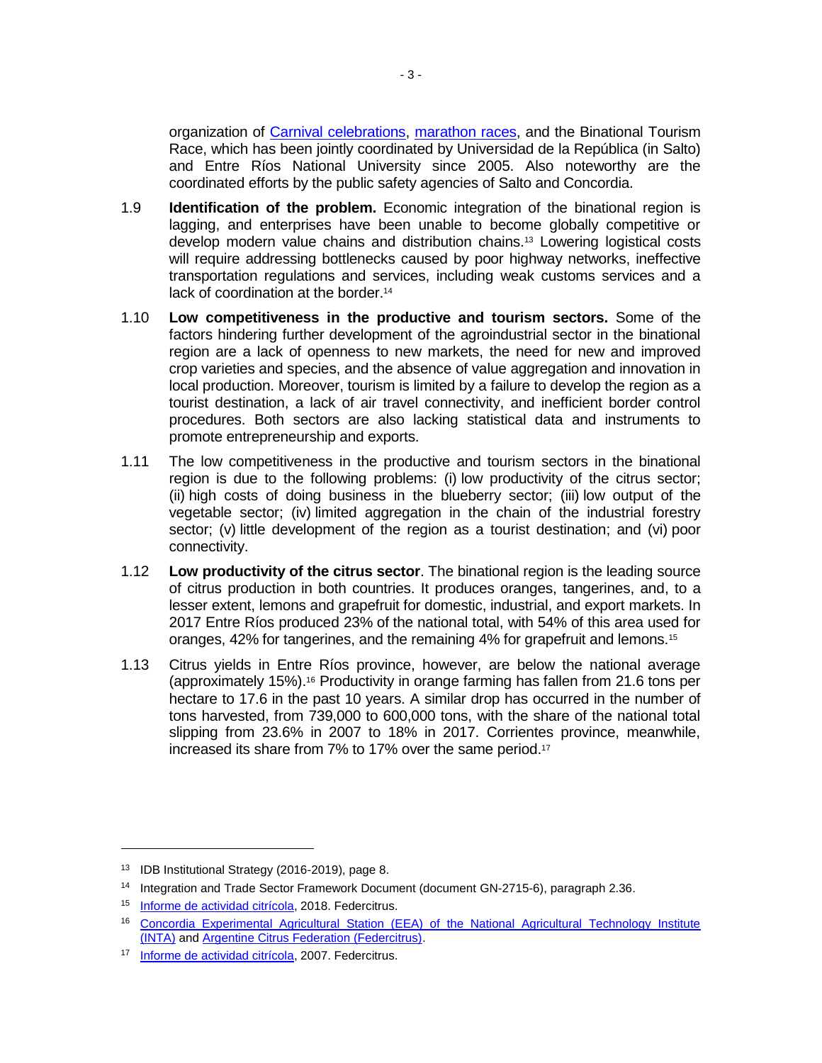organization of Carnival celebrations, marathon races, and the Binational Tourism Race, which has been jointly coordinated by Universidad de la República (in Salto) and Entre Ríos National University since 2005. Also noteworthy are the coordinated efforts by the public safety agencies of Salto and Concordia.

1.9 **Identification of the problem.** Economic integration of the binational region is lagging, and enterprises have been unable to become globally competitive or develop modern value chains and distribution chains.[13] Lowering logistical costs will require addressing bottlenecks caused by poor highway networks, ineffective transportation regulations and services, including weak customs services and a lack of coordination at the border.[14]

1.10 **Low competitiveness in the productive and tourism sectors.** Some of the factors hindering further development of the agroindustrial sector in the binational region are a lack of openness to new markets, the need for new and improved crop varieties and species, and the absence of value aggregation and innovation in local production. Moreover, tourism is limited by a failure to develop the region as a tourist destination, a lack of air travel connectivity, and inefficient border control procedures. Both sectors are also lacking statistical data and instruments to promote entrepreneurship and exports.

1.11 The low competitiveness in the productive and tourism sectors in the binational region is due to the following problems: (i) low productivity of the citrus sector; (ii) high costs of doing business in the blueberry sector; (iii) low output of the vegetable sector; (iv) limited aggregation in the chain of the industrial forestry sector; (v) little development of the region as a tourist destination; and (vi) poor connectivity.

1.12 **Low productivity of the citrus sector**. The binational region is the leading source of citrus production in both countries. It produces oranges, tangerines, and, to a lesser extent, lemons and grapefruit for domestic, industrial, and export markets. In 2017 Entre Ríos produced 23% of the national total, with 54% of this area used for oranges, 42% for tangerines, and the remaining 4% for grapefruit and lemons.[15]

1.13 Citrus yields in Entre Ríos province, however, are below the national average (approximately 15%).[16] Productivity in orange farming has fallen from 21.6 tons per hectare to 17.6 in the past 10 years. A similar drop has occurred in the number of tons harvested, from 739,000 to 600,000 tons, with the share of the national total slipping from 23.6% in 2007 to 18% in 2017. Corrientes province, meanwhile, increased its share from 7% to 17% over the same period.[17]

---

[13] IDB Institutional Strategy (2016-2019), page 8.

[14] Integration and Trade Sector Framework Document (document GN-2715-6), paragraph 2.36.

[15] Informe de actividad citrícola, 2018. Federcitrus.

[16] Concordia Experimental Agricultural Station (EEA) of the National Agricultural Technology Institute (INTA) and Argentine Citrus Federation (Federcitrus).

[17] Informe de actividad citrícola, 2007. Federcitrus.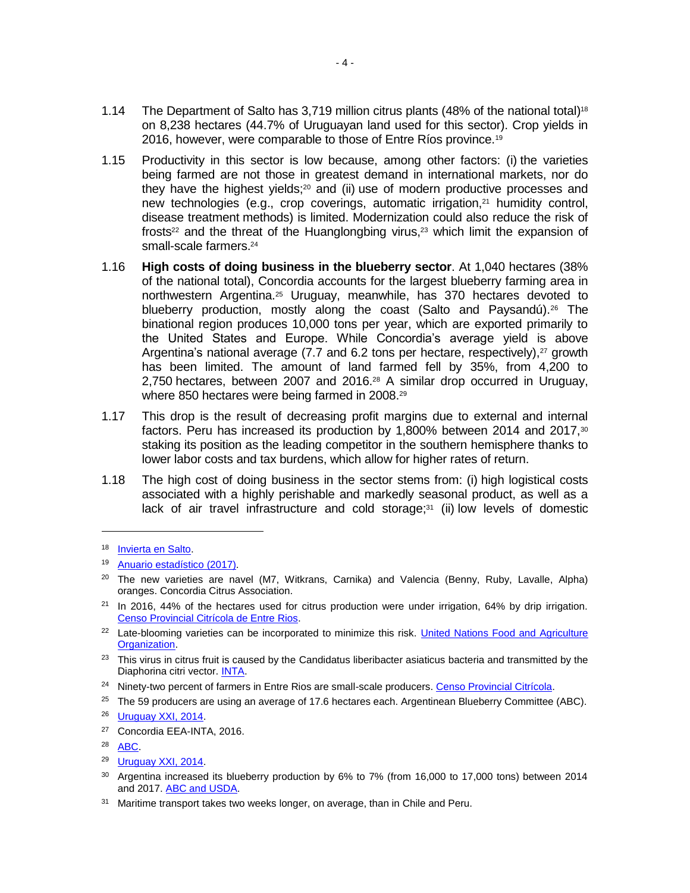1.14 The Department of Salto has 3,719 million citrus plants (48% of the national total)[18] on 8,238 hectares (44.7% of Uruguayan land used for this sector). Crop yields in 2016, however, were comparable to those of Entre Ríos province.[19]

1.15 Productivity in this sector is low because, among other factors: (i) the varieties being farmed are not those in greatest demand in international markets, nor do they have the highest yields;[20] and (ii) use of modern productive processes and new technologies (e.g., crop coverings, automatic irrigation,[21] humidity control, disease treatment methods) is limited. Modernization could also reduce the risk of frosts[22] and the threat of the Huanglongbing virus,[23] which limit the expansion of small-scale farmers.[24]

1.16 **High costs of doing business in the blueberry sector**. At 1,040 hectares (38% of the national total), Concordia accounts for the largest blueberry farming area in northwestern Argentina.[25] Uruguay, meanwhile, has 370 hectares devoted to blueberry production, mostly along the coast (Salto and Paysandú).[26] The binational region produces 10,000 tons per year, which are exported primarily to the United States and Europe. While Concordia's average yield is above Argentina's national average (7.7 and 6.2 tons per hectare, respectively),[27] growth has been limited. The amount of land farmed fell by 35%, from 4,200 to 2,750 hectares, between 2007 and 2016.[28] A similar drop occurred in Uruguay, where 850 hectares were being farmed in 2008.[29]

1.17 This drop is the result of decreasing profit margins due to external and internal factors. Peru has increased its production by 1,800% between 2014 and 2017,[30] staking its position as the leading competitor in the southern hemisphere thanks to lower labor costs and tax burdens, which allow for higher rates of return.

1.18 The high cost of doing business in the sector stems from: (i) high logistical costs associated with a highly perishable and markedly seasonal product, as well as a lack of air travel infrastructure and cold storage;[31] (ii) low levels of domestic

---

[18] Invierta en Salto.

[19] Anuario estadístico (2017).

[20] The new varieties are navel (M7, Witkrans, Carnika) and Valencia (Benny, Ruby, Lavalle, Alpha) oranges. Concordia Citrus Association.

[21] In 2016, 44% of the hectares used for citrus production were under irrigation, 64% by drip irrigation. Censo Provincial Citrícola de Entre Rios.

[22] Late-blooming varieties can be incorporated to minimize this risk. United Nations Food and Agriculture Organization.

[23] This virus in citrus fruit is caused by the Candidatus liberibacter asiaticus bacteria and transmitted by the Diaphorina citri vector. INTA.

[24] Ninety-two percent of farmers in Entre Rios are small-scale producers. Censo Provincial Citrícola.

[25] The 59 producers are using an average of 17.6 hectares each. Argentinean Blueberry Committee (ABC).

[26] Uruguay XXI, 2014.

[27] Concordia EEA-INTA, 2016.

[28] ABC.

[29] Uruguay XXI, 2014.

[30] Argentina increased its blueberry production by 6% to 7% (from 16,000 to 17,000 tons) between 2014 and 2017. ABC and USDA.

[31] Maritime transport takes two weeks longer, on average, than in Chile and Peru.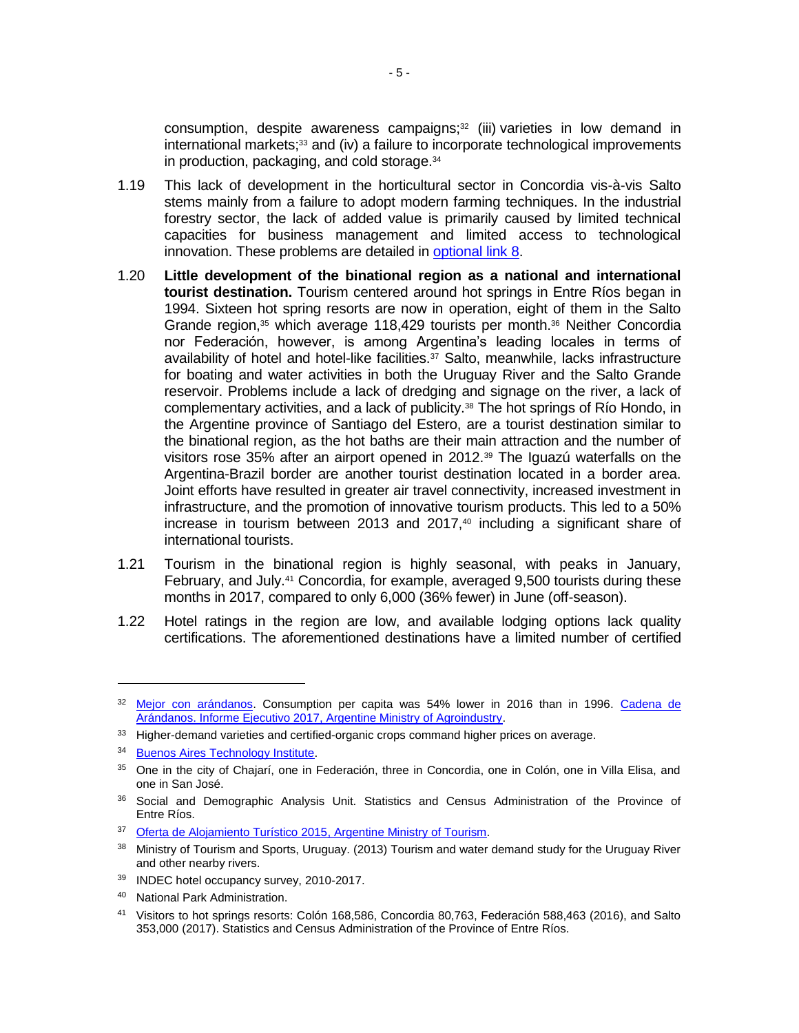consumption, despite awareness campaigns;[32] (iii) varieties in low demand in international markets;[33] and (iv) a failure to incorporate technological improvements in production, packaging, and cold storage.[34]

1.19 This lack of development in the horticultural sector in Concordia vis-à-vis Salto stems mainly from a failure to adopt modern farming techniques. In the industrial forestry sector, the lack of added value is primarily caused by limited technical capacities for business management and limited access to technological innovation. These problems are detailed in optional link 8.

1.20 **Little development of the binational region as a national and international tourist destination.** Tourism centered around hot springs in Entre Ríos began in 1994. Sixteen hot spring resorts are now in operation, eight of them in the Salto Grande region,[35] which average 118,429 tourists per month.[36] Neither Concordia nor Federación, however, is among Argentina's leading locales in terms of availability of hotel and hotel-like facilities.[37] Salto, meanwhile, lacks infrastructure for boating and water activities in both the Uruguay River and the Salto Grande reservoir. Problems include a lack of dredging and signage on the river, a lack of complementary activities, and a lack of publicity.[38] The hot springs of Río Hondo, in the Argentine province of Santiago del Estero, are a tourist destination similar to the binational region, as the hot baths are their main attraction and the number of visitors rose 35% after an airport opened in 2012.[39] The Iguazú waterfalls on the Argentina-Brazil border are another tourist destination located in a border area. Joint efforts have resulted in greater air travel connectivity, increased investment in infrastructure, and the promotion of innovative tourism products. This led to a 50% increase in tourism between 2013 and 2017,[40] including a significant share of international tourists.

1.21 Tourism in the binational region is highly seasonal, with peaks in January, February, and July.[41] Concordia, for example, averaged 9,500 tourists during these months in 2017, compared to only 6,000 (36% fewer) in June (off-season).

1.22 Hotel ratings in the region are low, and available lodging options lack quality certifications. The aforementioned destinations have a limited number of certified

---

[32] Mejor con arándanos. Consumption per capita was 54% lower in 2016 than in 1996. Cadena de Arándanos. Informe Ejecutivo 2017, Argentine Ministry of Agroindustry.

[33] Higher-demand varieties and certified-organic crops command higher prices on average.

[34] Buenos Aires Technology Institute.

[35] One in the city of Chajarí, one in Federación, three in Concordia, one in Colón, one in Villa Elisa, and one in San José.

[36] Social and Demographic Analysis Unit. Statistics and Census Administration of the Province of Entre Ríos.

[37] Oferta de Alojamiento Turístico 2015, Argentine Ministry of Tourism.

[38] Ministry of Tourism and Sports, Uruguay. (2013) Tourism and water demand study for the Uruguay River and other nearby rivers.

[39] INDEC hotel occupancy survey, 2010-2017.

[40] National Park Administration.

[41] Visitors to hot springs resorts: Colón 168,586, Concordia 80,763, Federación 588,463 (2016), and Salto 353,000 (2017). Statistics and Census Administration of the Province of Entre Ríos.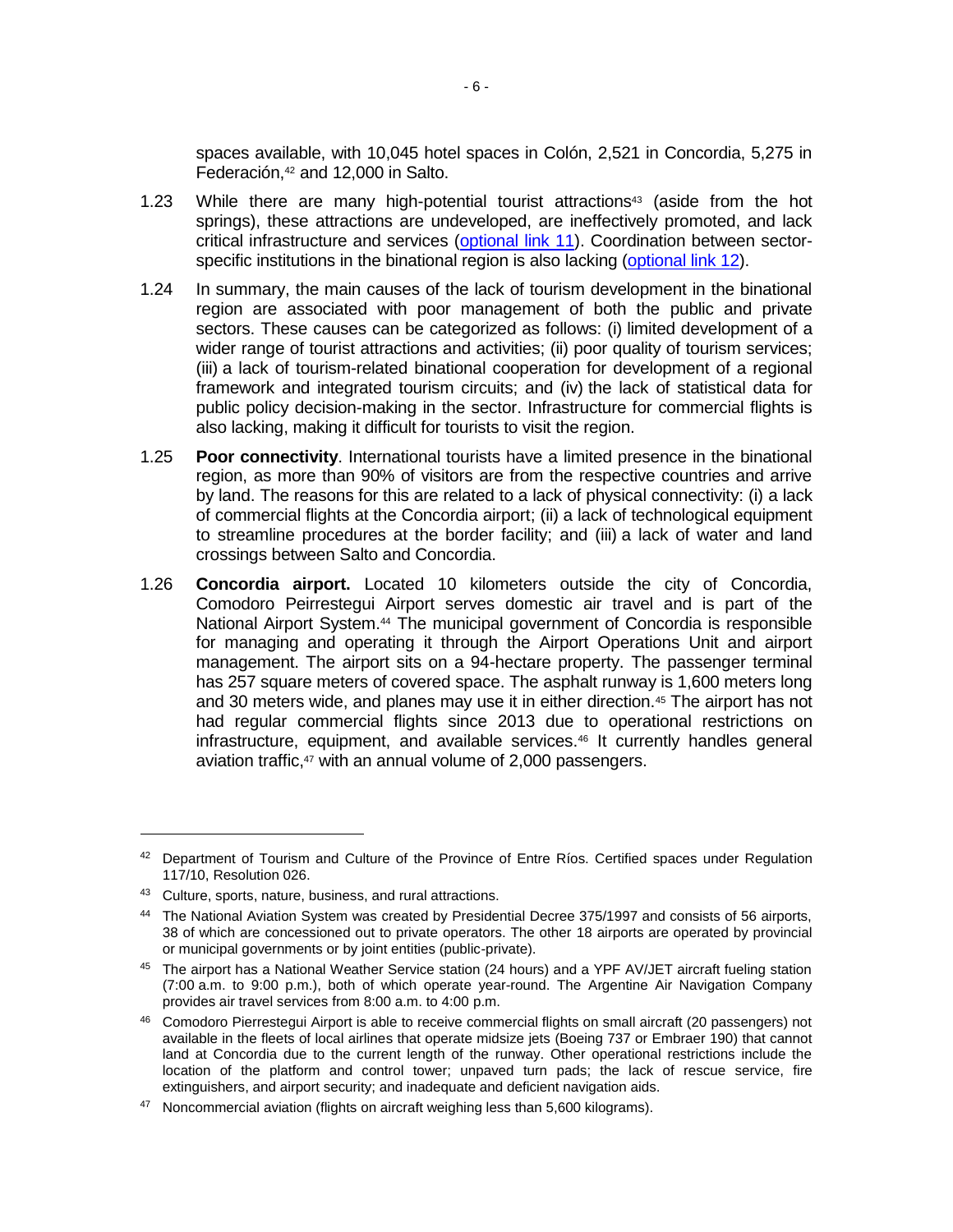spaces available, with 10,045 hotel spaces in Colón, 2,521 in Concordia, 5,275 in Federación,[42] and 12,000 in Salto.

1.23 While there are many high-potential tourist attractions[43] (aside from the hot springs), these attractions are undeveloped, are ineffectively promoted, and lack critical infrastructure and services (optional link 11). Coordination between sector-specific institutions in the binational region is also lacking (optional link 12).

1.24 In summary, the main causes of the lack of tourism development in the binational region are associated with poor management of both the public and private sectors. These causes can be categorized as follows: (i) limited development of a wider range of tourist attractions and activities; (ii) poor quality of tourism services; (iii) a lack of tourism-related binational cooperation for development of a regional framework and integrated tourism circuits; and (iv) the lack of statistical data for public policy decision-making in the sector. Infrastructure for commercial flights is also lacking, making it difficult for tourists to visit the region.

1.25 **Poor connectivity**. International tourists have a limited presence in the binational region, as more than 90% of visitors are from the respective countries and arrive by land. The reasons for this are related to a lack of physical connectivity: (i) a lack of commercial flights at the Concordia airport; (ii) a lack of technological equipment to streamline procedures at the border facility; and (iii) a lack of water and land crossings between Salto and Concordia.

1.26 **Concordia airport.** Located 10 kilometers outside the city of Concordia, Comodoro Peirrestegui Airport serves domestic air travel and is part of the National Airport System.[44] The municipal government of Concordia is responsible for managing and operating it through the Airport Operations Unit and airport management. The airport sits on a 94-hectare property. The passenger terminal has 257 square meters of covered space. The asphalt runway is 1,600 meters long and 30 meters wide, and planes may use it in either direction.[45] The airport has not had regular commercial flights since 2013 due to operational restrictions on infrastructure, equipment, and available services.[46] It currently handles general aviation traffic,[47] with an annual volume of 2,000 passengers.

---

[42] Department of Tourism and Culture of the Province of Entre Ríos. Certified spaces under Regulation 117/10, Resolution 026.

[43] Culture, sports, nature, business, and rural attractions.

[44] The National Aviation System was created by Presidential Decree 375/1997 and consists of 56 airports, 38 of which are concessioned out to private operators. The other 18 airports are operated by provincial or municipal governments or by joint entities (public-private).

[45] The airport has a National Weather Service station (24 hours) and a YPF AV/JET aircraft fueling station (7:00 a.m. to 9:00 p.m.), both of which operate year-round. The Argentine Air Navigation Company provides air travel services from 8:00 a.m. to 4:00 p.m.

[46] Comodoro Pierrestegui Airport is able to receive commercial flights on small aircraft (20 passengers) not available in the fleets of local airlines that operate midsize jets (Boeing 737 or Embraer 190) that cannot land at Concordia due to the current length of the runway. Other operational restrictions include the location of the platform and control tower; unpaved turn pads; the lack of rescue service, fire extinguishers, and airport security; and inadequate and deficient navigation aids.

[47] Noncommercial aviation (flights on aircraft weighing less than 5,600 kilograms).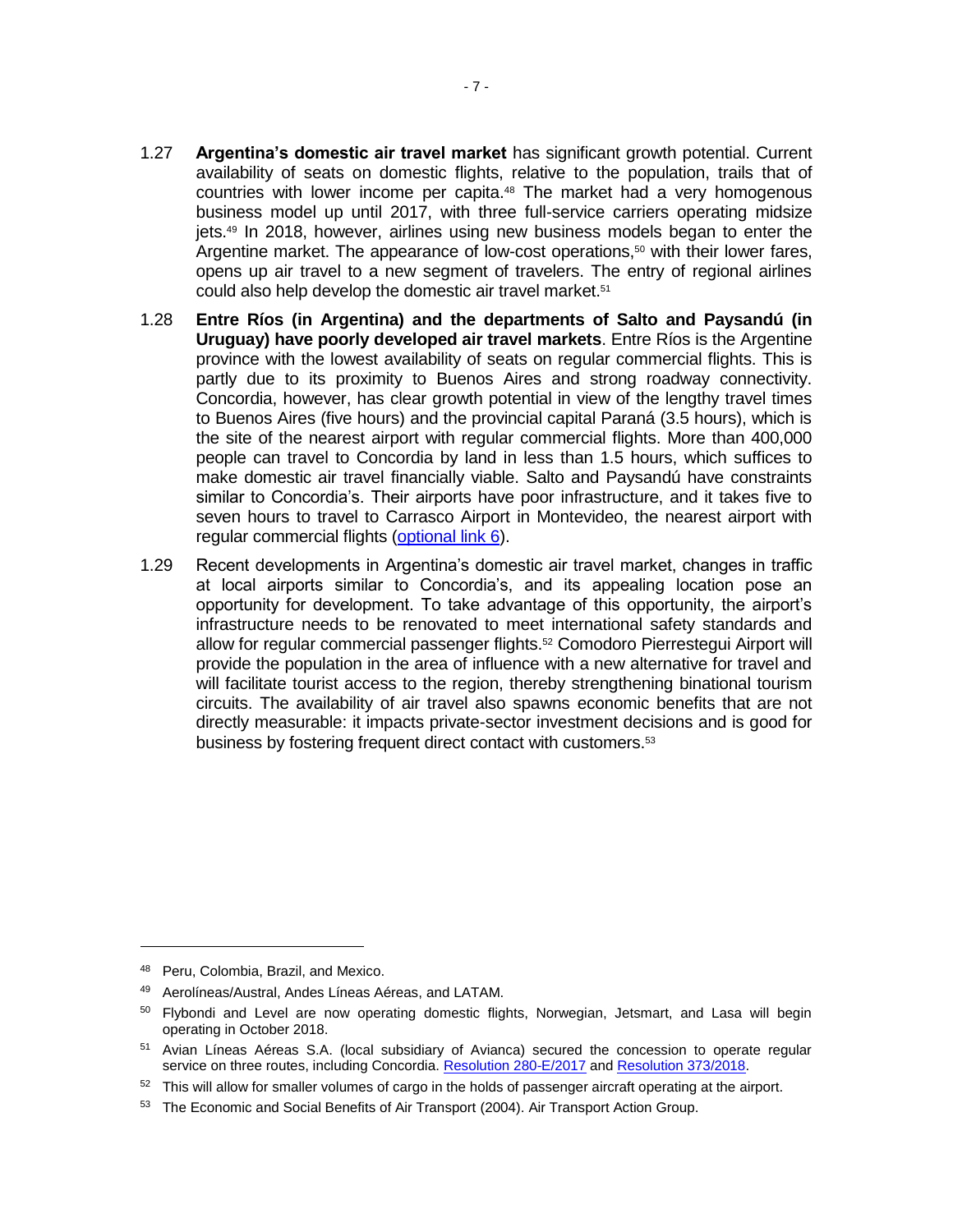1.27 **Argentina's domestic air travel market** has significant growth potential. Current availability of seats on domestic flights, relative to the population, trails that of countries with lower income per capita.[48] The market had a very homogenous business model up until 2017, with three full-service carriers operating midsize jets.[49] In 2018, however, airlines using new business models began to enter the Argentine market. The appearance of low-cost operations,[50] with their lower fares, opens up air travel to a new segment of travelers. The entry of regional airlines could also help develop the domestic air travel market.[51]

1.28 **Entre Ríos (in Argentina) and the departments of Salto and Paysandú (in Uruguay) have poorly developed air travel markets**. Entre Ríos is the Argentine province with the lowest availability of seats on regular commercial flights. This is partly due to its proximity to Buenos Aires and strong roadway connectivity. Concordia, however, has clear growth potential in view of the lengthy travel times to Buenos Aires (five hours) and the provincial capital Paraná (3.5 hours), which is the site of the nearest airport with regular commercial flights. More than 400,000 people can travel to Concordia by land in less than 1.5 hours, which suffices to make domestic air travel financially viable. Salto and Paysandú have constraints similar to Concordia's. Their airports have poor infrastructure, and it takes five to seven hours to travel to Carrasco Airport in Montevideo, the nearest airport with regular commercial flights (optional link 6).

1.29 Recent developments in Argentina's domestic air travel market, changes in traffic at local airports similar to Concordia's, and its appealing location pose an opportunity for development. To take advantage of this opportunity, the airport's infrastructure needs to be renovated to meet international safety standards and allow for regular commercial passenger flights.[52] Comodoro Pierrestegui Airport will provide the population in the area of influence with a new alternative for travel and will facilitate tourist access to the region, thereby strengthening binational tourism circuits. The availability of air travel also spawns economic benefits that are not directly measurable: it impacts private-sector investment decisions and is good for business by fostering frequent direct contact with customers.[53]

---

[48] Peru, Colombia, Brazil, and Mexico.

[49] Aerolíneas/Austral, Andes Líneas Aéreas, and LATAM.

[50] Flybondi and Level are now operating domestic flights, Norwegian, Jetsmart, and Lasa will begin operating in October 2018.

[51] Avian Líneas Aéreas S.A. (local subsidiary of Avianca) secured the concession to operate regular service on three routes, including Concordia. Resolution 280-E/2017 and Resolution 373/2018.

[52] This will allow for smaller volumes of cargo in the holds of passenger aircraft operating at the airport.

[53] The Economic and Social Benefits of Air Transport (2004). Air Transport Action Group.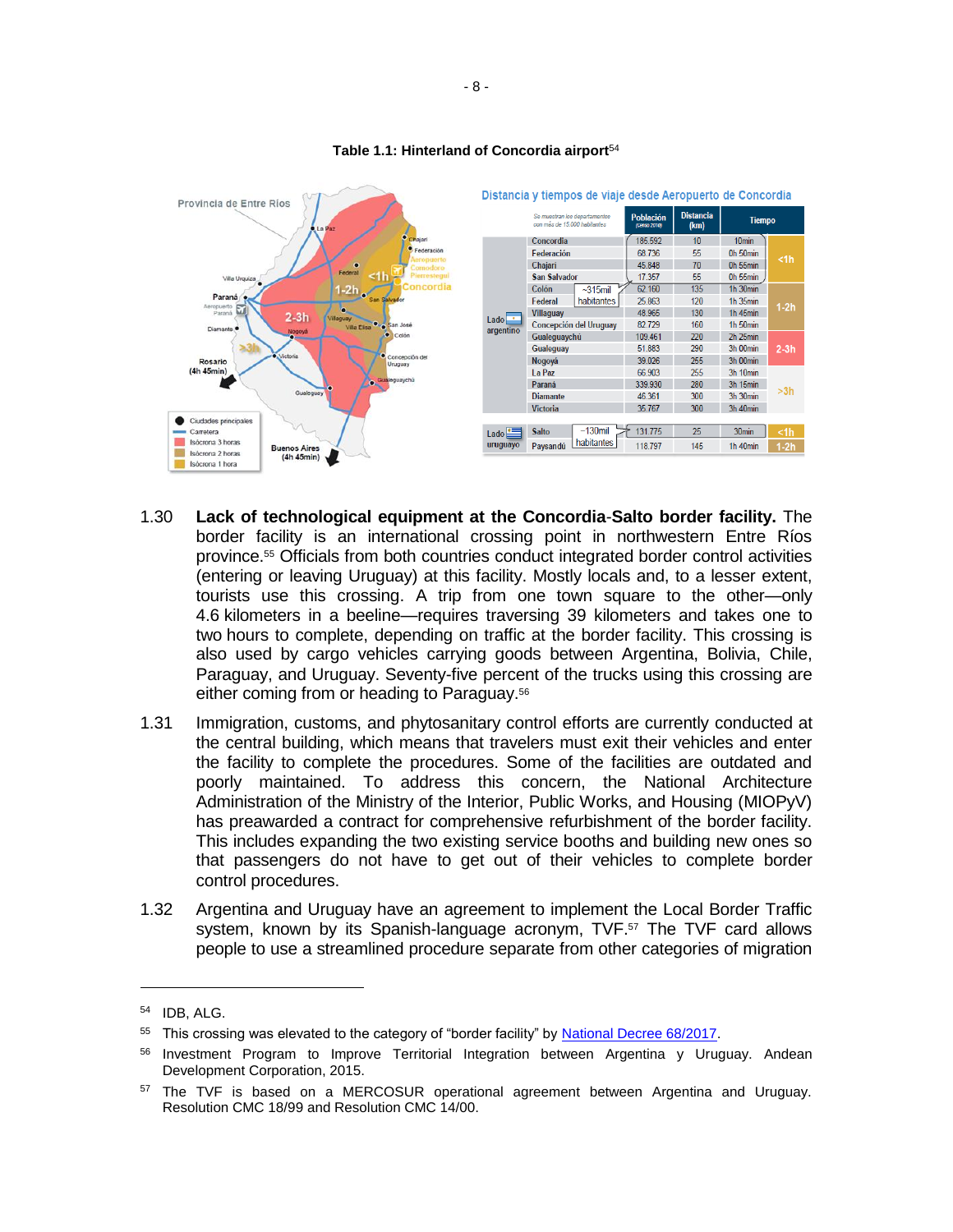**Table 1.1: Hinterland of Concordia airport**[54]

Distancia y tiempos de viaje desde Aeropuerto de Concordia

| | Se muestran los departamentos con más de 15.000 habitantes | Población (Censo 2010) | Distancia (km) | Tiempo | |
|---|---|---|---|---|---|
| Lado argentino (~315mil habitantes) | Concordia | 185.592 | 10 | 10min | <1h |
| | Federación | 68.736 | 55 | 0h 50min | |
| | Chajarí | 45.848 | 70 | 0h 55min | |
| | San Salvador | 17.357 | 55 | 0h 55min | |
| | Colón | 62.160 | 135 | 1h 30min | 1-2h |
| | Federal | 25.863 | 120 | 1h 35min | |
| | Villaguay | 48.965 | 130 | 1h 45min | |
| | Concepción del Uruguay | 82.729 | 160 | 1h 50min | |
| | Gualeguaychú | 109.461 | 220 | 2h 25min | 2-3h |
| | Gualeguay | 51.883 | 290 | 3h 00min | |
| | Nogoyá | 39.026 | 255 | 3h 00min | >3h |
| | La Paz | 66.903 | 255 | 3h 10min | |
| | Paraná | 339.930 | 280 | 3h 15min | |
| | Diamante | 46.361 | 300 | 3h 30min | |
| | Victoria | 35.767 | 300 | 3h 40min | |
| Lado uruguayo (~130mil habitantes) | Salto | 131.775 | 25 | 30min | <1h |
| | Paysandú | 118.797 | 145 | 1h 40min | 1-2h |

1.30 **Lack of technological equipment at the Concordia-Salto border facility.** The border facility is an international crossing point in northwestern Entre Ríos province.[55] Officials from both countries conduct integrated border control activities (entering or leaving Uruguay) at this facility. Mostly locals and, to a lesser extent, tourists use this crossing. A trip from one town square to the other—only 4.6 kilometers in a beeline—requires traversing 39 kilometers and takes one to two hours to complete, depending on traffic at the border facility. This crossing is also used by cargo vehicles carrying goods between Argentina, Bolivia, Chile, Paraguay, and Uruguay. Seventy-five percent of the trucks using this crossing are either coming from or heading to Paraguay.[56]

1.31 Immigration, customs, and phytosanitary control efforts are currently conducted at the central building, which means that travelers must exit their vehicles and enter the facility to complete the procedures. Some of the facilities are outdated and poorly maintained. To address this concern, the National Architecture Administration of the Ministry of the Interior, Public Works, and Housing (MIOPyV) has preawarded a contract for comprehensive refurbishment of the border facility. This includes expanding the two existing service booths and building new ones so that passengers do not have to get out of their vehicles to complete border control procedures.

1.32 Argentina and Uruguay have an agreement to implement the Local Border Traffic system, known by its Spanish-language acronym, TVF.[57] The TVF card allows people to use a streamlined procedure separate from other categories of migration

---

[54] IDB, ALG.

[55] This crossing was elevated to the category of "border facility" by National Decree 68/2017.

[56] Investment Program to Improve Territorial Integration between Argentina y Uruguay. Andean Development Corporation, 2015.

[57] The TVF is based on a MERCOSUR operational agreement between Argentina and Uruguay. Resolution CMC 18/99 and Resolution CMC 14/00.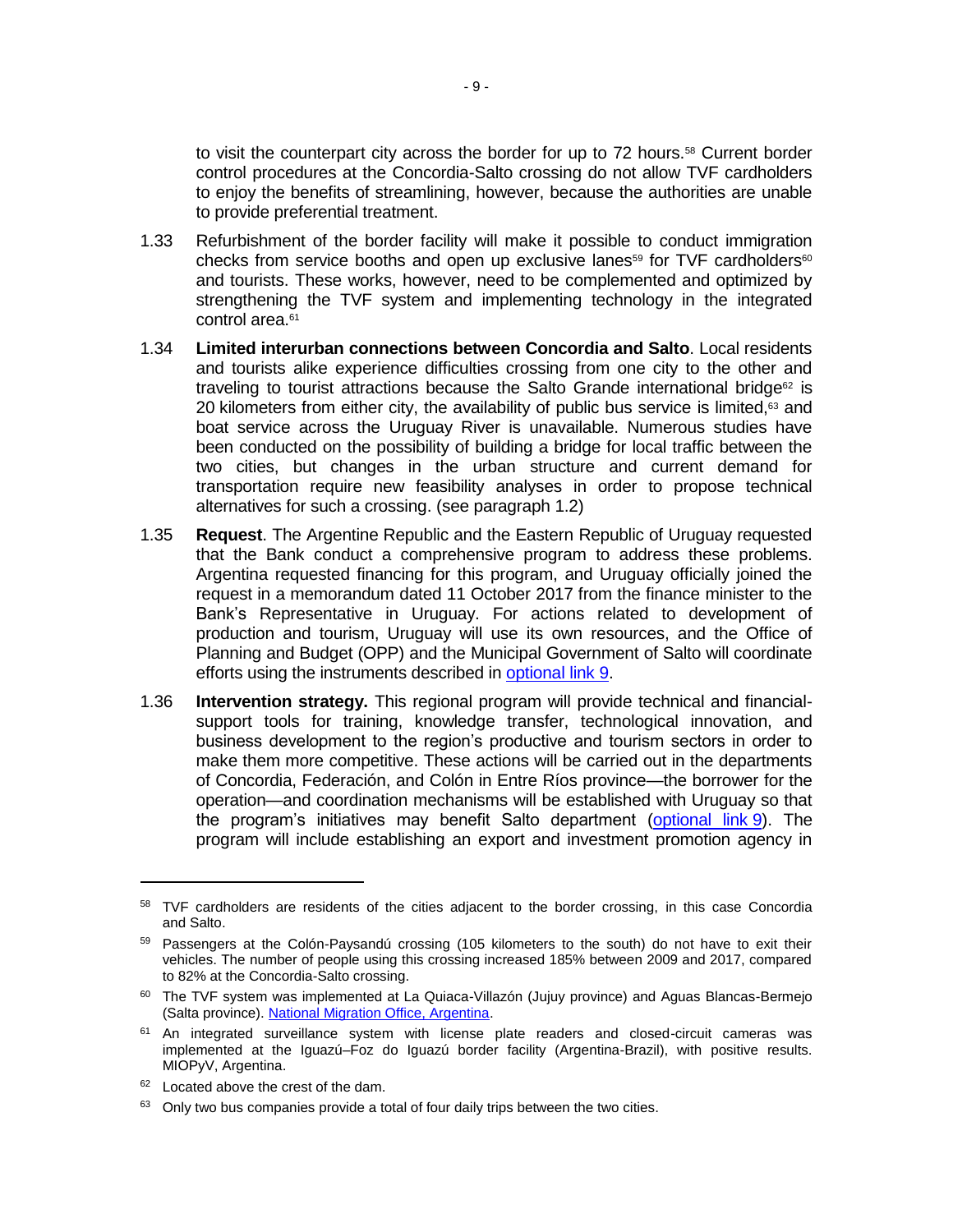to visit the counterpart city across the border for up to 72 hours.[58] Current border control procedures at the Concordia-Salto crossing do not allow TVF cardholders to enjoy the benefits of streamlining, however, because the authorities are unable to provide preferential treatment.

1.33 Refurbishment of the border facility will make it possible to conduct immigration checks from service booths and open up exclusive lanes[59] for TVF cardholders[60] and tourists. These works, however, need to be complemented and optimized by strengthening the TVF system and implementing technology in the integrated control area.[61]

1.34 **Limited interurban connections between Concordia and Salto**. Local residents and tourists alike experience difficulties crossing from one city to the other and traveling to tourist attractions because the Salto Grande international bridge[62] is 20 kilometers from either city, the availability of public bus service is limited,[63] and boat service across the Uruguay River is unavailable. Numerous studies have been conducted on the possibility of building a bridge for local traffic between the two cities, but changes in the urban structure and current demand for transportation require new feasibility analyses in order to propose technical alternatives for such a crossing. (see paragraph 1.2)

1.35 **Request**. The Argentine Republic and the Eastern Republic of Uruguay requested that the Bank conduct a comprehensive program to address these problems. Argentina requested financing for this program, and Uruguay officially joined the request in a memorandum dated 11 October 2017 from the finance minister to the Bank's Representative in Uruguay. For actions related to development of production and tourism, Uruguay will use its own resources, and the Office of Planning and Budget (OPP) and the Municipal Government of Salto will coordinate efforts using the instruments described in optional link 9.

1.36 **Intervention strategy.** This regional program will provide technical and financial-support tools for training, knowledge transfer, technological innovation, and business development to the region's productive and tourism sectors in order to make them more competitive. These actions will be carried out in the departments of Concordia, Federación, and Colón in Entre Ríos province—the borrower for the operation—and coordination mechanisms will be established with Uruguay so that the program's initiatives may benefit Salto department (optional link 9). The program will include establishing an export and investment promotion agency in

---

[58] TVF cardholders are residents of the cities adjacent to the border crossing, in this case Concordia and Salto.

[59] Passengers at the Colón-Paysandú crossing (105 kilometers to the south) do not have to exit their vehicles. The number of people using this crossing increased 185% between 2009 and 2017, compared to 82% at the Concordia-Salto crossing.

[60] The TVF system was implemented at La Quiaca-Villazón (Jujuy province) and Aguas Blancas-Bermejo (Salta province). National Migration Office, Argentina.

[61] An integrated surveillance system with license plate readers and closed-circuit cameras was implemented at the Iguazú–Foz do Iguazú border facility (Argentina-Brazil), with positive results. MIOPyV, Argentina.

[62] Located above the crest of the dam.

[63] Only two bus companies provide a total of four daily trips between the two cities.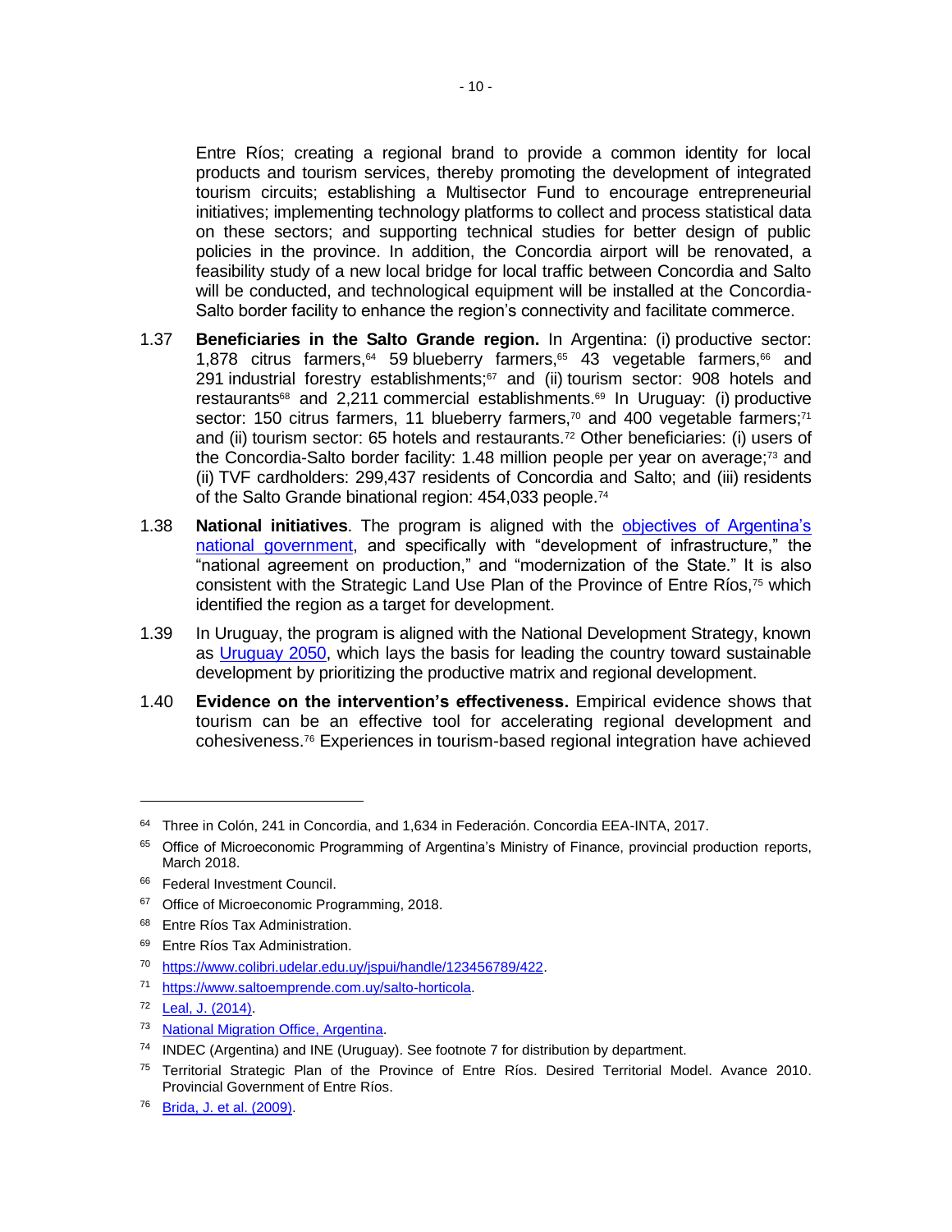Entre Ríos; creating a regional brand to provide a common identity for local products and tourism services, thereby promoting the development of integrated tourism circuits; establishing a Multisector Fund to encourage entrepreneurial initiatives; implementing technology platforms to collect and process statistical data on these sectors; and supporting technical studies for better design of public policies in the province. In addition, the Concordia airport will be renovated, a feasibility study of a new local bridge for local traffic between Concordia and Salto will be conducted, and technological equipment will be installed at the Concordia-Salto border facility to enhance the region's connectivity and facilitate commerce.

1.37 **Beneficiaries in the Salto Grande region.** In Argentina: (i) productive sector: 1,878 citrus farmers,[64] 59 blueberry farmers,[65] 43 vegetable farmers,[66] and 291 industrial forestry establishments;[67] and (ii) tourism sector: 908 hotels and restaurants[68] and 2,211 commercial establishments.[69] In Uruguay: (i) productive sector: 150 citrus farmers, 11 blueberry farmers,[70] and 400 vegetable farmers;[71] and (ii) tourism sector: 65 hotels and restaurants.[72] Other beneficiaries: (i) users of the Concordia-Salto border facility: 1.48 million people per year on average;[73] and (ii) TVF cardholders: 299,437 residents of Concordia and Salto; and (iii) residents of the Salto Grande binational region: 454,033 people.[74]

1.38 **National initiatives**. The program is aligned with the objectives of Argentina's national government, and specifically with "development of infrastructure," the "national agreement on production," and "modernization of the State." It is also consistent with the Strategic Land Use Plan of the Province of Entre Ríos,[75] which identified the region as a target for development.

1.39 In Uruguay, the program is aligned with the National Development Strategy, known as Uruguay 2050, which lays the basis for leading the country toward sustainable development by prioritizing the productive matrix and regional development.

1.40 **Evidence on the intervention's effectiveness.** Empirical evidence shows that tourism can be an effective tool for accelerating regional development and cohesiveness.[76] Experiences in tourism-based regional integration have achieved

---

[64] Three in Colón, 241 in Concordia, and 1,634 in Federación. Concordia EEA-INTA, 2017.

[65] Office of Microeconomic Programming of Argentina's Ministry of Finance, provincial production reports, March 2018.

[66] Federal Investment Council.

[67] Office of Microeconomic Programming, 2018.

[68] Entre Ríos Tax Administration.

[69] Entre Ríos Tax Administration.

[70] https://www.colibri.udelar.edu.uy/jspui/handle/123456789/422.

[71] https://www.saltoemprende.com.uy/salto-horticola.

[72] Leal, J. (2014).

[73] National Migration Office, Argentina.

[74] INDEC (Argentina) and INE (Uruguay). See footnote 7 for distribution by department.

[75] Territorial Strategic Plan of the Province of Entre Ríos. Desired Territorial Model. Avance 2010. Provincial Government of Entre Ríos.

[76] Brida, J. et al. (2009).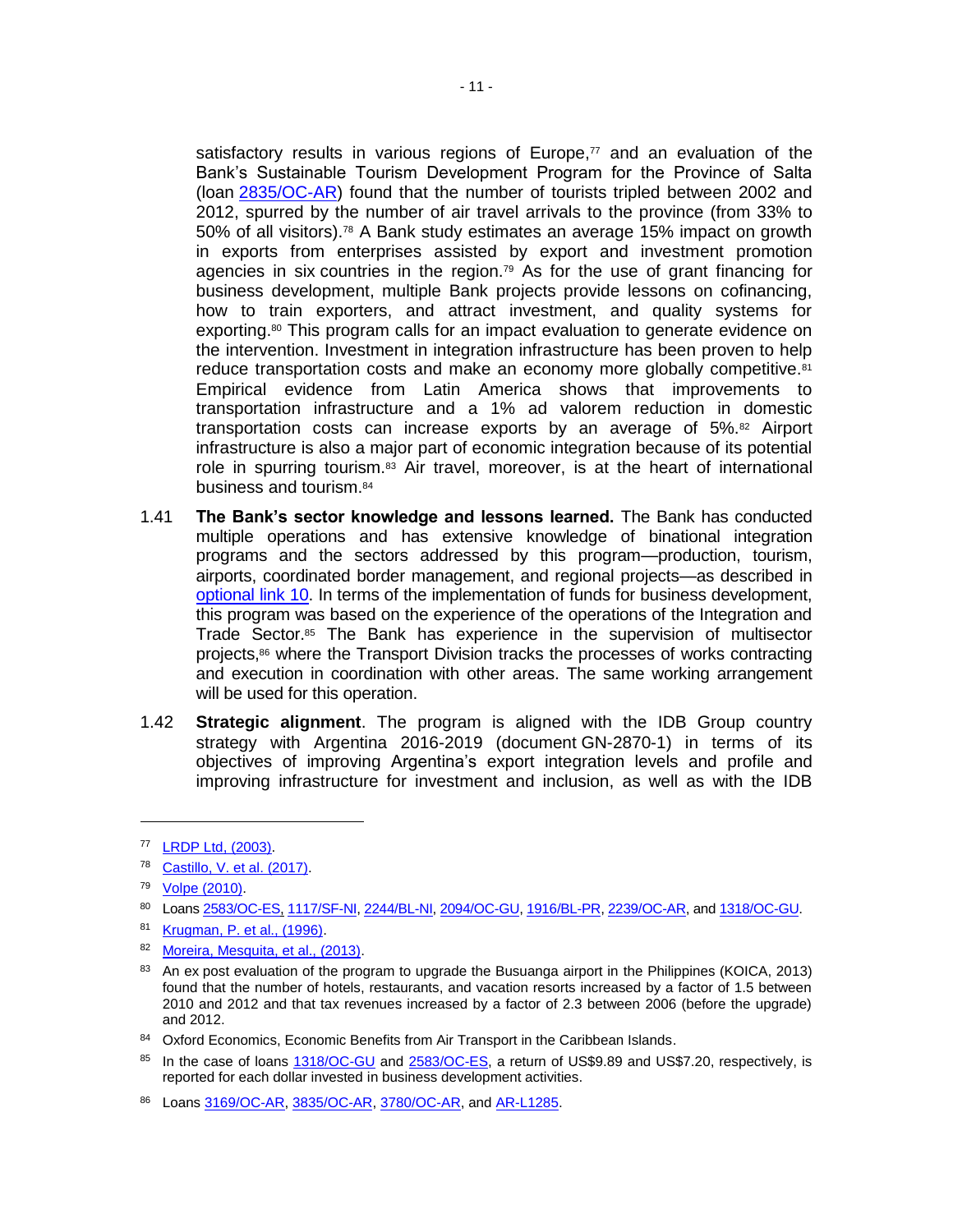satisfactory results in various regions of Europe,[77] and an evaluation of the Bank's Sustainable Tourism Development Program for the Province of Salta (loan 2835/OC-AR) found that the number of tourists tripled between 2002 and 2012, spurred by the number of air travel arrivals to the province (from 33% to 50% of all visitors).[78] A Bank study estimates an average 15% impact on growth in exports from enterprises assisted by export and investment promotion agencies in six countries in the region.[79] As for the use of grant financing for business development, multiple Bank projects provide lessons on cofinancing, how to train exporters, and attract investment, and quality systems for exporting.[80] This program calls for an impact evaluation to generate evidence on the intervention. Investment in integration infrastructure has been proven to help reduce transportation costs and make an economy more globally competitive.[81] Empirical evidence from Latin America shows that improvements to transportation infrastructure and a 1% ad valorem reduction in domestic transportation costs can increase exports by an average of 5%.[82] Airport infrastructure is also a major part of economic integration because of its potential role in spurring tourism.[83] Air travel, moreover, is at the heart of international business and tourism.[84]

1.41 **The Bank's sector knowledge and lessons learned.** The Bank has conducted multiple operations and has extensive knowledge of binational integration programs and the sectors addressed by this program—production, tourism, airports, coordinated border management, and regional projects—as described in optional link 10. In terms of the implementation of funds for business development, this program was based on the experience of the operations of the Integration and Trade Sector.[85] The Bank has experience in the supervision of multisector projects,[86] where the Transport Division tracks the processes of works contracting and execution in coordination with other areas. The same working arrangement will be used for this operation.

1.42 **Strategic alignment**. The program is aligned with the IDB Group country strategy with Argentina 2016-2019 (document GN-2870-1) in terms of its objectives of improving Argentina's export integration levels and profile and improving infrastructure for investment and inclusion, as well as with the IDB

---

[77] LRDP Ltd, (2003).

[78] Castillo, V. et al. (2017).

[79] Volpe (2010).

[80] Loans 2583/OC-ES, 1117/SF-NI, 2244/BL-NI, 2094/OC-GU, 1916/BL-PR, 2239/OC-AR, and 1318/OC-GU.

[81] Krugman, P. et al., (1996).

[82] Moreira, Mesquita, et al., (2013).

[83] An ex post evaluation of the program to upgrade the Busuanga airport in the Philippines (KOICA, 2013) found that the number of hotels, restaurants, and vacation resorts increased by a factor of 1.5 between 2010 and 2012 and that tax revenues increased by a factor of 2.3 between 2006 (before the upgrade) and 2012.

[84] Oxford Economics, Economic Benefits from Air Transport in the Caribbean Islands.

[85] In the case of loans 1318/OC-GU and 2583/OC-ES, a return of US$9.89 and US$7.20, respectively, is reported for each dollar invested in business development activities.

[86] Loans 3169/OC-AR, 3835/OC-AR, 3780/OC-AR, and AR-L1285.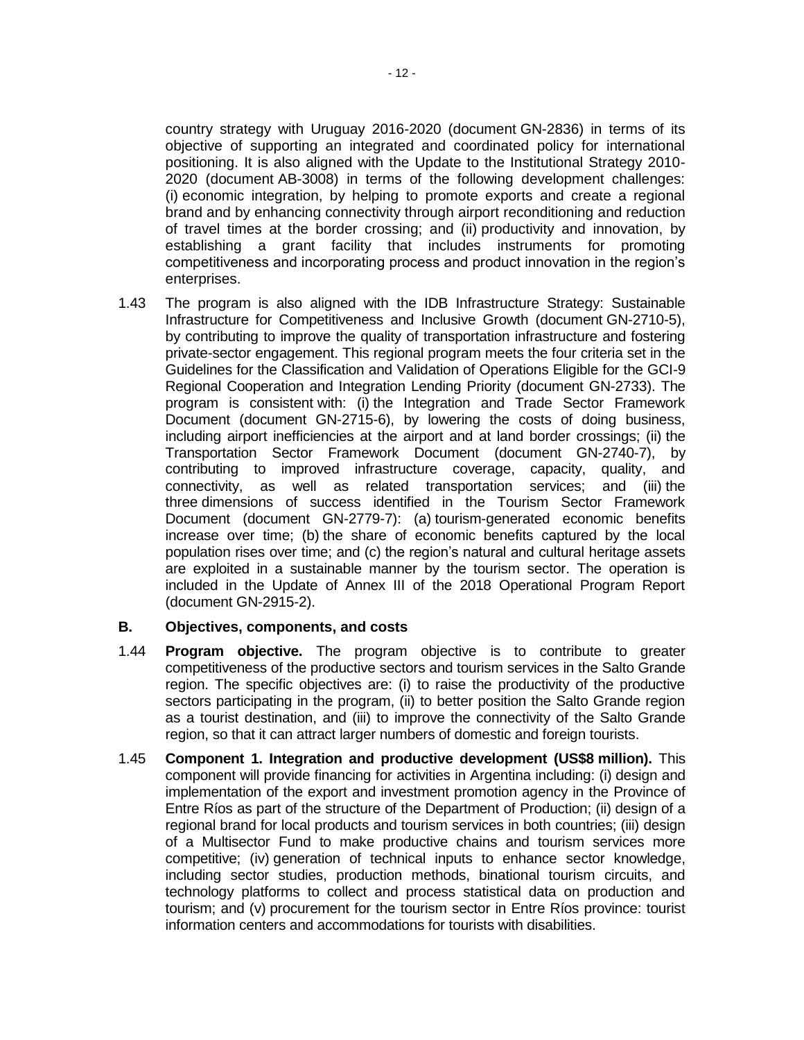country strategy with Uruguay 2016-2020 (document GN-2836) in terms of its objective of supporting an integrated and coordinated policy for international positioning. It is also aligned with the Update to the Institutional Strategy 2010-2020 (document AB-3008) in terms of the following development challenges: (i) economic integration, by helping to promote exports and create a regional brand and by enhancing connectivity through airport reconditioning and reduction of travel times at the border crossing; and (ii) productivity and innovation, by establishing a grant facility that includes instruments for promoting competitiveness and incorporating process and product innovation in the region's enterprises.

1.43 The program is also aligned with the IDB Infrastructure Strategy: Sustainable Infrastructure for Competitiveness and Inclusive Growth (document GN-2710-5), by contributing to improve the quality of transportation infrastructure and fostering private-sector engagement. This regional program meets the four criteria set in the Guidelines for the Classification and Validation of Operations Eligible for the GCI-9 Regional Cooperation and Integration Lending Priority (document GN-2733). The program is consistent with: (i) the Integration and Trade Sector Framework Document (document GN-2715-6), by lowering the costs of doing business, including airport inefficiencies at the airport and at land border crossings; (ii) the Transportation Sector Framework Document (document GN-2740-7), by contributing to improved infrastructure coverage, capacity, quality, and connectivity, as well as related transportation services; and (iii) the three dimensions of success identified in the Tourism Sector Framework Document (document GN-2779-7): (a) tourism-generated economic benefits increase over time; (b) the share of economic benefits captured by the local population rises over time; and (c) the region's natural and cultural heritage assets are exploited in a sustainable manner by the tourism sector. The operation is included in the Update of Annex III of the 2018 Operational Program Report (document GN-2915-2).

## B. Objectives, components, and costs

1.44 **Program objective.** The program objective is to contribute to greater competitiveness of the productive sectors and tourism services in the Salto Grande region. The specific objectives are: (i) to raise the productivity of the productive sectors participating in the program, (ii) to better position the Salto Grande region as a tourist destination, and (iii) to improve the connectivity of the Salto Grande region, so that it can attract larger numbers of domestic and foreign tourists.

1.45 **Component 1. Integration and productive development (US$8 million).** This component will provide financing for activities in Argentina including: (i) design and implementation of the export and investment promotion agency in the Province of Entre Ríos as part of the structure of the Department of Production; (ii) design of a regional brand for local products and tourism services in both countries; (iii) design of a Multisector Fund to make productive chains and tourism services more competitive; (iv) generation of technical inputs to enhance sector knowledge, including sector studies, production methods, binational tourism circuits, and technology platforms to collect and process statistical data on production and tourism; and (v) procurement for the tourism sector in Entre Ríos province: tourist information centers and accommodations for tourists with disabilities.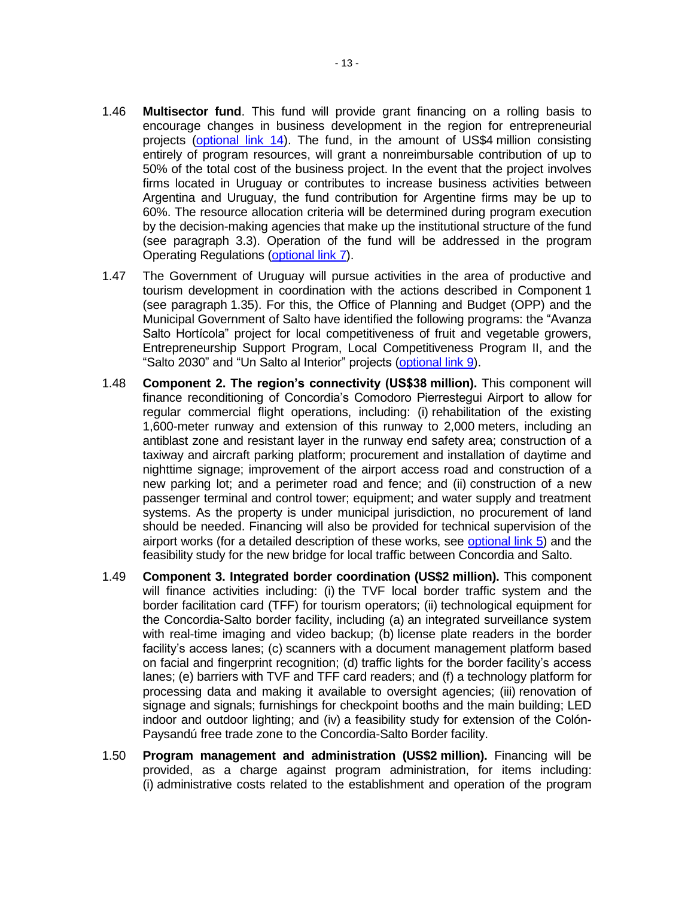1.46 **Multisector fund**. This fund will provide grant financing on a rolling basis to encourage changes in business development in the region for entrepreneurial projects (optional link 14). The fund, in the amount of US$4 million consisting entirely of program resources, will grant a nonreimbursable contribution of up to 50% of the total cost of the business project. In the event that the project involves firms located in Uruguay or contributes to increase business activities between Argentina and Uruguay, the fund contribution for Argentine firms may be up to 60%. The resource allocation criteria will be determined during program execution by the decision-making agencies that make up the institutional structure of the fund (see paragraph 3.3). Operation of the fund will be addressed in the program Operating Regulations (optional link 7).

1.47 The Government of Uruguay will pursue activities in the area of productive and tourism development in coordination with the actions described in Component 1 (see paragraph 1.35). For this, the Office of Planning and Budget (OPP) and the Municipal Government of Salto have identified the following programs: the "Avanza Salto Hortícola" project for local competitiveness of fruit and vegetable growers, Entrepreneurship Support Program, Local Competitiveness Program II, and the "Salto 2030" and "Un Salto al Interior" projects (optional link 9).

1.48 **Component 2. The region's connectivity (US$38 million).** This component will finance reconditioning of Concordia's Comodoro Pierrestegui Airport to allow for regular commercial flight operations, including: (i) rehabilitation of the existing 1,600-meter runway and extension of this runway to 2,000 meters, including an antiblast zone and resistant layer in the runway end safety area; construction of a taxiway and aircraft parking platform; procurement and installation of daytime and nighttime signage; improvement of the airport access road and construction of a new parking lot; and a perimeter road and fence; and (ii) construction of a new passenger terminal and control tower; equipment; and water supply and treatment systems. As the property is under municipal jurisdiction, no procurement of land should be needed. Financing will also be provided for technical supervision of the airport works (for a detailed description of these works, see optional link 5) and the feasibility study for the new bridge for local traffic between Concordia and Salto.

1.49 **Component 3. Integrated border coordination (US$2 million).** This component will finance activities including: (i) the TVF local border traffic system and the border facilitation card (TFF) for tourism operators; (ii) technological equipment for the Concordia-Salto border facility, including (a) an integrated surveillance system with real-time imaging and video backup; (b) license plate readers in the border facility's access lanes; (c) scanners with a document management platform based on facial and fingerprint recognition; (d) traffic lights for the border facility's access lanes; (e) barriers with TVF and TFF card readers; and (f) a technology platform for processing data and making it available to oversight agencies; (iii) renovation of signage and signals; furnishings for checkpoint booths and the main building; LED indoor and outdoor lighting; and (iv) a feasibility study for extension of the Colón-Paysandú free trade zone to the Concordia-Salto Border facility.

1.50 **Program management and administration (US$2 million).** Financing will be provided, as a charge against program administration, for items including: (i) administrative costs related to the establishment and operation of the program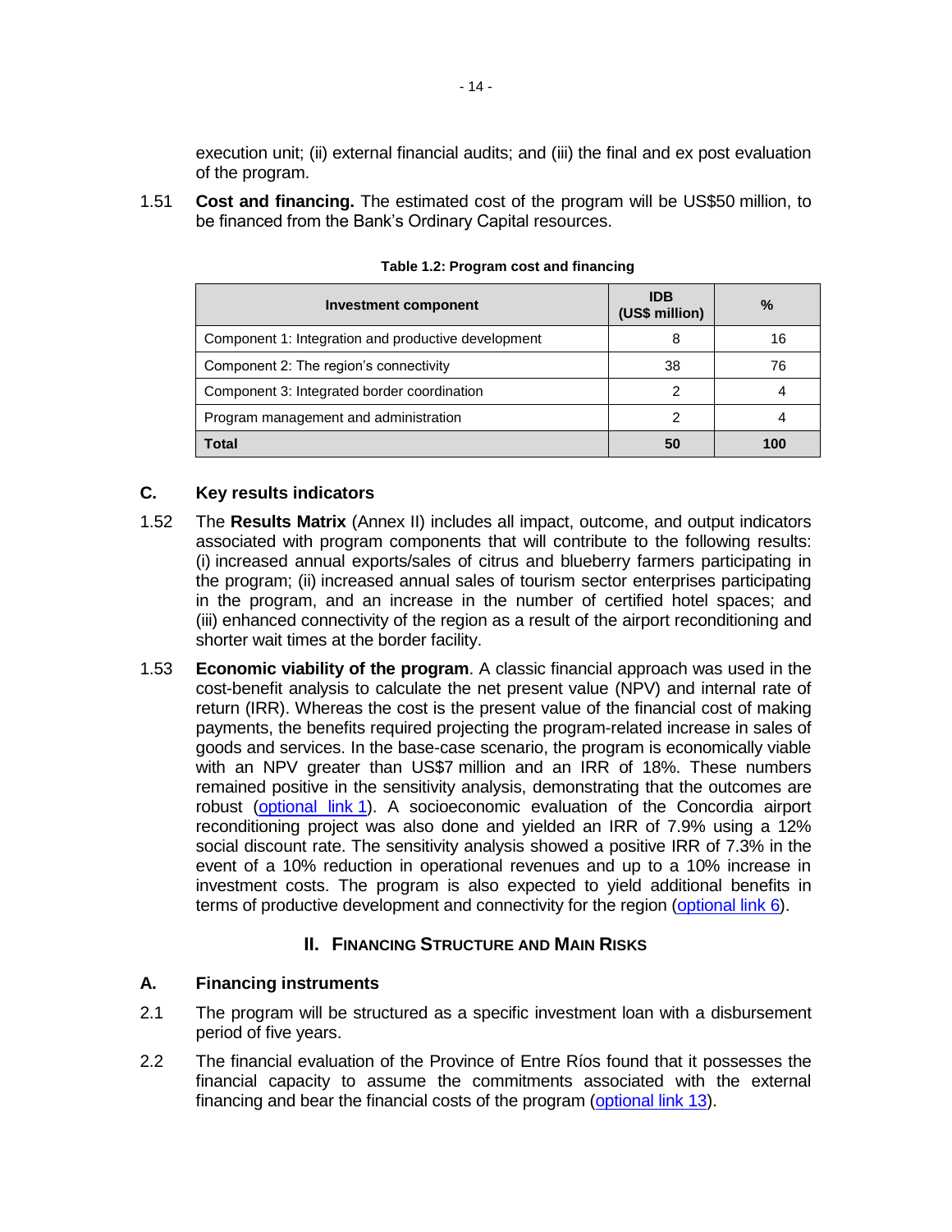execution unit; (ii) external financial audits; and (iii) the final and ex post evaluation of the program.

1.51 **Cost and financing.** The estimated cost of the program will be US$50 million, to be financed from the Bank's Ordinary Capital resources.

**Table 1.2: Program cost and financing**

| Investment component | IDB (US$ million) | % |
|---|---|---|
| Component 1: Integration and productive development | 8 | 16 |
| Component 2: The region's connectivity | 38 | 76 |
| Component 3: Integrated border coordination | 2 | 4 |
| Program management and administration | 2 | 4 |
| **Total** | **50** | **100** |

### C. Key results indicators

1.52 The **Results Matrix** (Annex II) includes all impact, outcome, and output indicators associated with program components that will contribute to the following results: (i) increased annual exports/sales of citrus and blueberry farmers participating in the program; (ii) increased annual sales of tourism sector enterprises participating in the program, and an increase in the number of certified hotel spaces; and (iii) enhanced connectivity of the region as a result of the airport reconditioning and shorter wait times at the border facility.

1.53 **Economic viability of the program**. A classic financial approach was used in the cost-benefit analysis to calculate the net present value (NPV) and internal rate of return (IRR). Whereas the cost is the present value of the financial cost of making payments, the benefits required projecting the program-related increase in sales of goods and services. In the base-case scenario, the program is economically viable with an NPV greater than US$7 million and an IRR of 18%. These numbers remained positive in the sensitivity analysis, demonstrating that the outcomes are robust (optional link 1). A socioeconomic evaluation of the Concordia airport reconditioning project was also done and yielded an IRR of 7.9% using a 12% social discount rate. The sensitivity analysis showed a positive IRR of 7.3% in the event of a 10% reduction in operational revenues and up to a 10% increase in investment costs. The program is also expected to yield additional benefits in terms of productive development and connectivity for the region (optional link 6).

## II. Financing Structure and Main Risks

### A. Financing instruments

2.1 The program will be structured as a specific investment loan with a disbursement period of five years.

2.2 The financial evaluation of the Province of Entre Ríos found that it possesses the financial capacity to assume the commitments associated with the external financing and bear the financial costs of the program (optional link 13).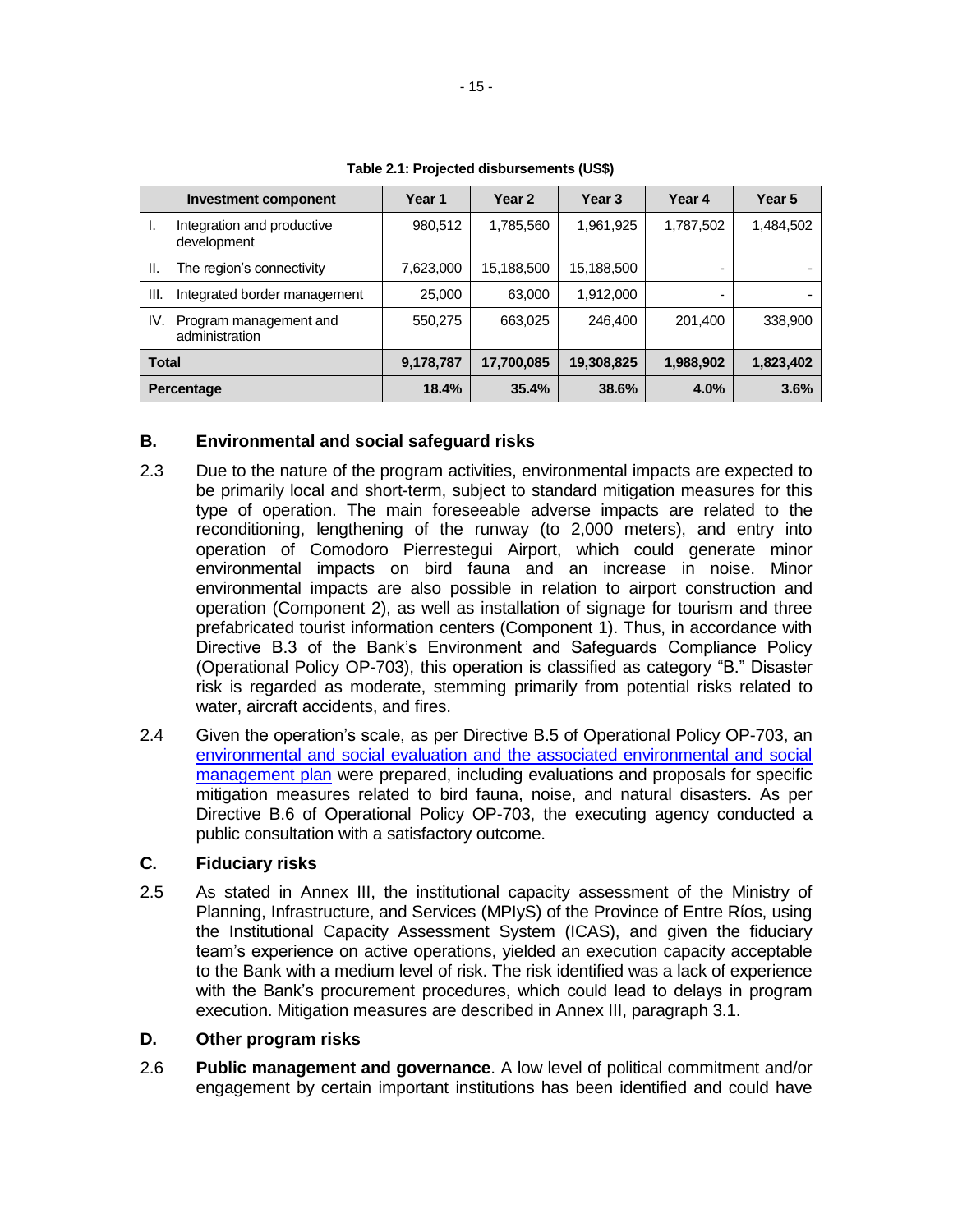**Table 2.1: Projected disbursements (US$)**

| Investment component | Year 1 | Year 2 | Year 3 | Year 4 | Year 5 |
|---|---|---|---|---|---|
| I. Integration and productive development | 980,512 | 1,785,560 | 1,961,925 | 1,787,502 | 1,484,502 |
| II. The region's connectivity | 7,623,000 | 15,188,500 | 15,188,500 | - | - |
| III. Integrated border management | 25,000 | 63,000 | 1,912,000 | - | - |
| IV. Program management and administration | 550,275 | 663,025 | 246,400 | 201,400 | 338,900 |
| **Total** | **9,178,787** | **17,700,085** | **19,308,825** | **1,988,902** | **1,823,402** |
| **Percentage** | **18.4%** | **35.4%** | **38.6%** | **4.0%** | **3.6%** |

## B. Environmental and social safeguard risks

2.3 Due to the nature of the program activities, environmental impacts are expected to be primarily local and short-term, subject to standard mitigation measures for this type of operation. The main foreseeable adverse impacts are related to the reconditioning, lengthening of the runway (to 2,000 meters), and entry into operation of Comodoro Pierrestegui Airport, which could generate minor environmental impacts on bird fauna and an increase in noise. Minor environmental impacts are also possible in relation to airport construction and operation (Component 2), as well as installation of signage for tourism and three prefabricated tourist information centers (Component 1). Thus, in accordance with Directive B.3 of the Bank's Environment and Safeguards Compliance Policy (Operational Policy OP-703), this operation is classified as category "B." Disaster risk is regarded as moderate, stemming primarily from potential risks related to water, aircraft accidents, and fires.

2.4 Given the operation's scale, as per Directive B.5 of Operational Policy OP-703, an environmental and social evaluation and the associated environmental and social management plan were prepared, including evaluations and proposals for specific mitigation measures related to bird fauna, noise, and natural disasters. As per Directive B.6 of Operational Policy OP-703, the executing agency conducted a public consultation with a satisfactory outcome.

## C. Fiduciary risks

2.5 As stated in Annex III, the institutional capacity assessment of the Ministry of Planning, Infrastructure, and Services (MPIyS) of the Province of Entre Ríos, using the Institutional Capacity Assessment System (ICAS), and given the fiduciary team's experience on active operations, yielded an execution capacity acceptable to the Bank with a medium level of risk. The risk identified was a lack of experience with the Bank's procurement procedures, which could lead to delays in program execution. Mitigation measures are described in Annex III, paragraph 3.1.

## D. Other program risks

2.6 **Public management and governance**. A low level of political commitment and/or engagement by certain important institutions has been identified and could have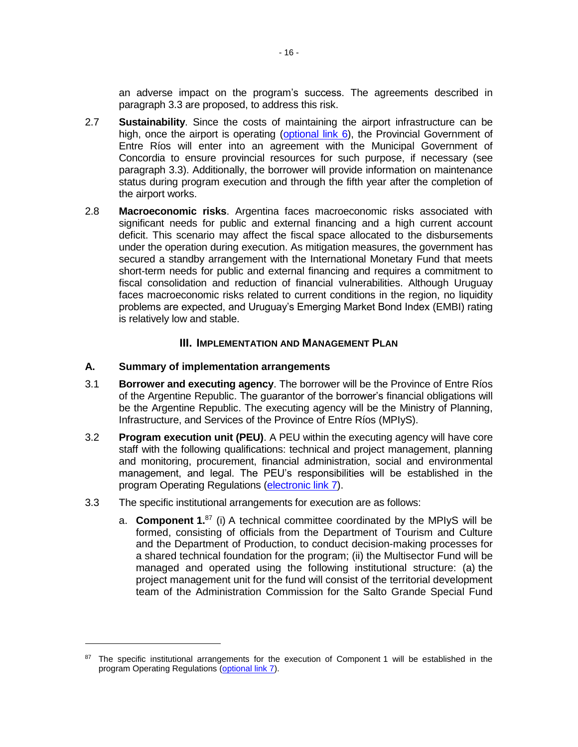an adverse impact on the program's success. The agreements described in paragraph 3.3 are proposed, to address this risk.

2.7 **Sustainability**. Since the costs of maintaining the airport infrastructure can be high, once the airport is operating (optional link 6), the Provincial Government of Entre Ríos will enter into an agreement with the Municipal Government of Concordia to ensure provincial resources for such purpose, if necessary (see paragraph 3.3). Additionally, the borrower will provide information on maintenance status during program execution and through the fifth year after the completion of the airport works.

2.8 **Macroeconomic risks**. Argentina faces macroeconomic risks associated with significant needs for public and external financing and a high current account deficit. This scenario may affect the fiscal space allocated to the disbursements under the operation during execution. As mitigation measures, the government has secured a standby arrangement with the International Monetary Fund that meets short-term needs for public and external financing and requires a commitment to fiscal consolidation and reduction of financial vulnerabilities. Although Uruguay faces macroeconomic risks related to current conditions in the region, no liquidity problems are expected, and Uruguay's Emerging Market Bond Index (EMBI) rating is relatively low and stable.

## III. IMPLEMENTATION AND MANAGEMENT PLAN

### A. Summary of implementation arrangements

3.1 **Borrower and executing agency**. The borrower will be the Province of Entre Ríos of the Argentine Republic. The guarantor of the borrower's financial obligations will be the Argentine Republic. The executing agency will be the Ministry of Planning, Infrastructure, and Services of the Province of Entre Ríos (MPIyS).

3.2 **Program execution unit (PEU)**. A PEU within the executing agency will have core staff with the following qualifications: technical and project management, planning and monitoring, procurement, financial administration, social and environmental management, and legal. The PEU's responsibilities will be established in the program Operating Regulations (electronic link 7).

3.3 The specific institutional arrangements for execution are as follows:

a. **Component 1.**[87] (i) A technical committee coordinated by the MPIyS will be formed, consisting of officials from the Department of Tourism and Culture and the Department of Production, to conduct decision-making processes for a shared technical foundation for the program; (ii) the Multisector Fund will be managed and operated using the following institutional structure: (a) the project management unit for the fund will consist of the territorial development team of the Administration Commission for the Salto Grande Special Fund

---

[87] The specific institutional arrangements for the execution of Component 1 will be established in the program Operating Regulations (optional link 7).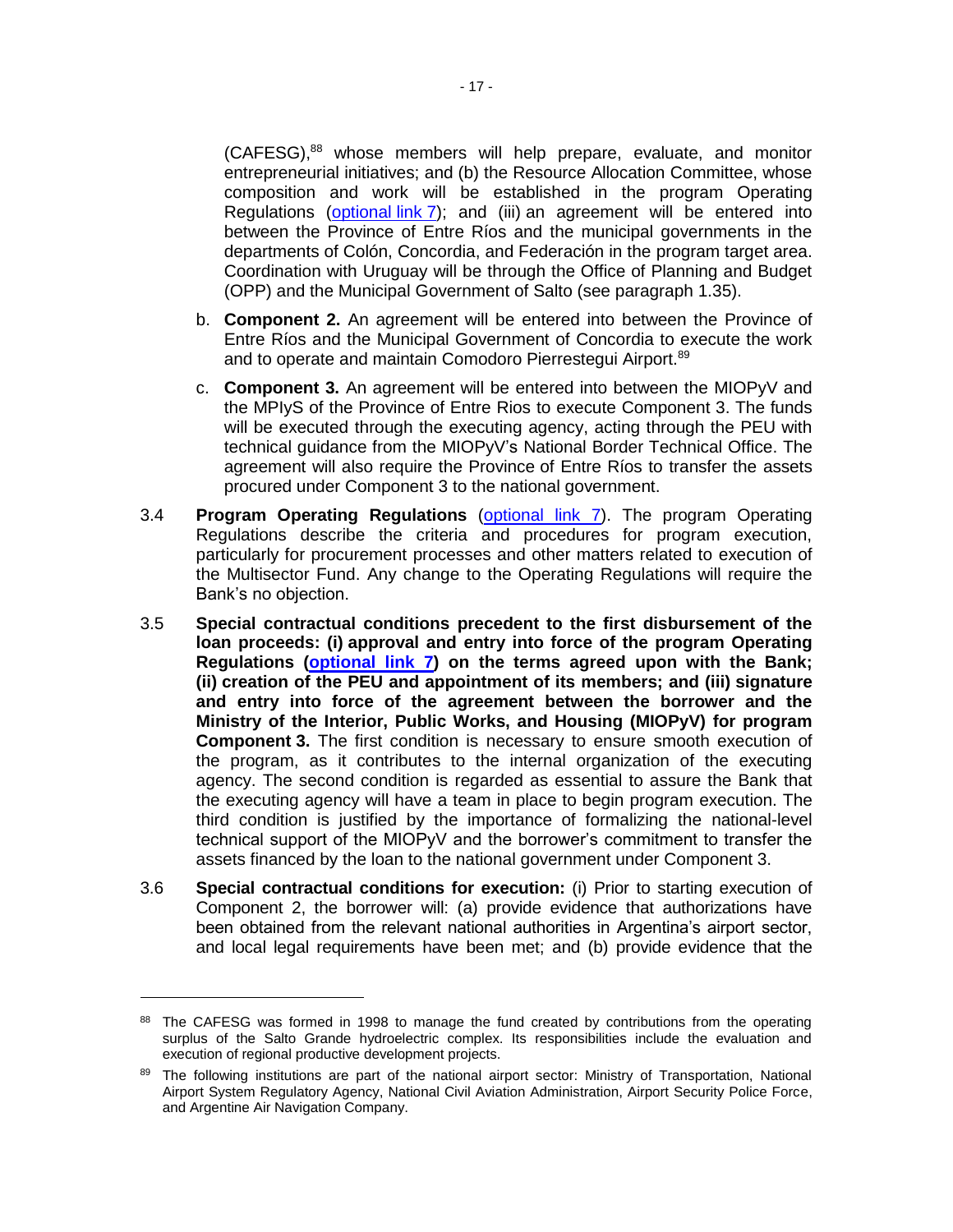(CAFESG),[88] whose members will help prepare, evaluate, and monitor entrepreneurial initiatives; and (b) the Resource Allocation Committee, whose composition and work will be established in the program Operating Regulations (optional link 7); and (iii) an agreement will be entered into between the Province of Entre Ríos and the municipal governments in the departments of Colón, Concordia, and Federación in the program target area. Coordination with Uruguay will be through the Office of Planning and Budget (OPP) and the Municipal Government of Salto (see paragraph 1.35).

b. **Component 2.** An agreement will be entered into between the Province of Entre Ríos and the Municipal Government of Concordia to execute the work and to operate and maintain Comodoro Pierrestegui Airport.[89]

c. **Component 3.** An agreement will be entered into between the MIOPyV and the MPIyS of the Province of Entre Rios to execute Component 3. The funds will be executed through the executing agency, acting through the PEU with technical guidance from the MIOPyV's National Border Technical Office. The agreement will also require the Province of Entre Ríos to transfer the assets procured under Component 3 to the national government.

3.4 **Program Operating Regulations** (optional link 7). The program Operating Regulations describe the criteria and procedures for program execution, particularly for procurement processes and other matters related to execution of the Multisector Fund. Any change to the Operating Regulations will require the Bank's no objection.

3.5 **Special contractual conditions precedent to the first disbursement of the loan proceeds: (i) approval and entry into force of the program Operating Regulations (optional link 7) on the terms agreed upon with the Bank; (ii) creation of the PEU and appointment of its members; and (iii) signature and entry into force of the agreement between the borrower and the Ministry of the Interior, Public Works, and Housing (MIOPyV) for program Component 3.** The first condition is necessary to ensure smooth execution of the program, as it contributes to the internal organization of the executing agency. The second condition is regarded as essential to assure the Bank that the executing agency will have a team in place to begin program execution. The third condition is justified by the importance of formalizing the national-level technical support of the MIOPyV and the borrower's commitment to transfer the assets financed by the loan to the national government under Component 3.

3.6 **Special contractual conditions for execution:** (i) Prior to starting execution of Component 2, the borrower will: (a) provide evidence that authorizations have been obtained from the relevant national authorities in Argentina's airport sector, and local legal requirements have been met; and (b) provide evidence that the

---

[88] The CAFESG was formed in 1998 to manage the fund created by contributions from the operating surplus of the Salto Grande hydroelectric complex. Its responsibilities include the evaluation and execution of regional productive development projects.

[89] The following institutions are part of the national airport sector: Ministry of Transportation, National Airport System Regulatory Agency, National Civil Aviation Administration, Airport Security Police Force, and Argentine Air Navigation Company.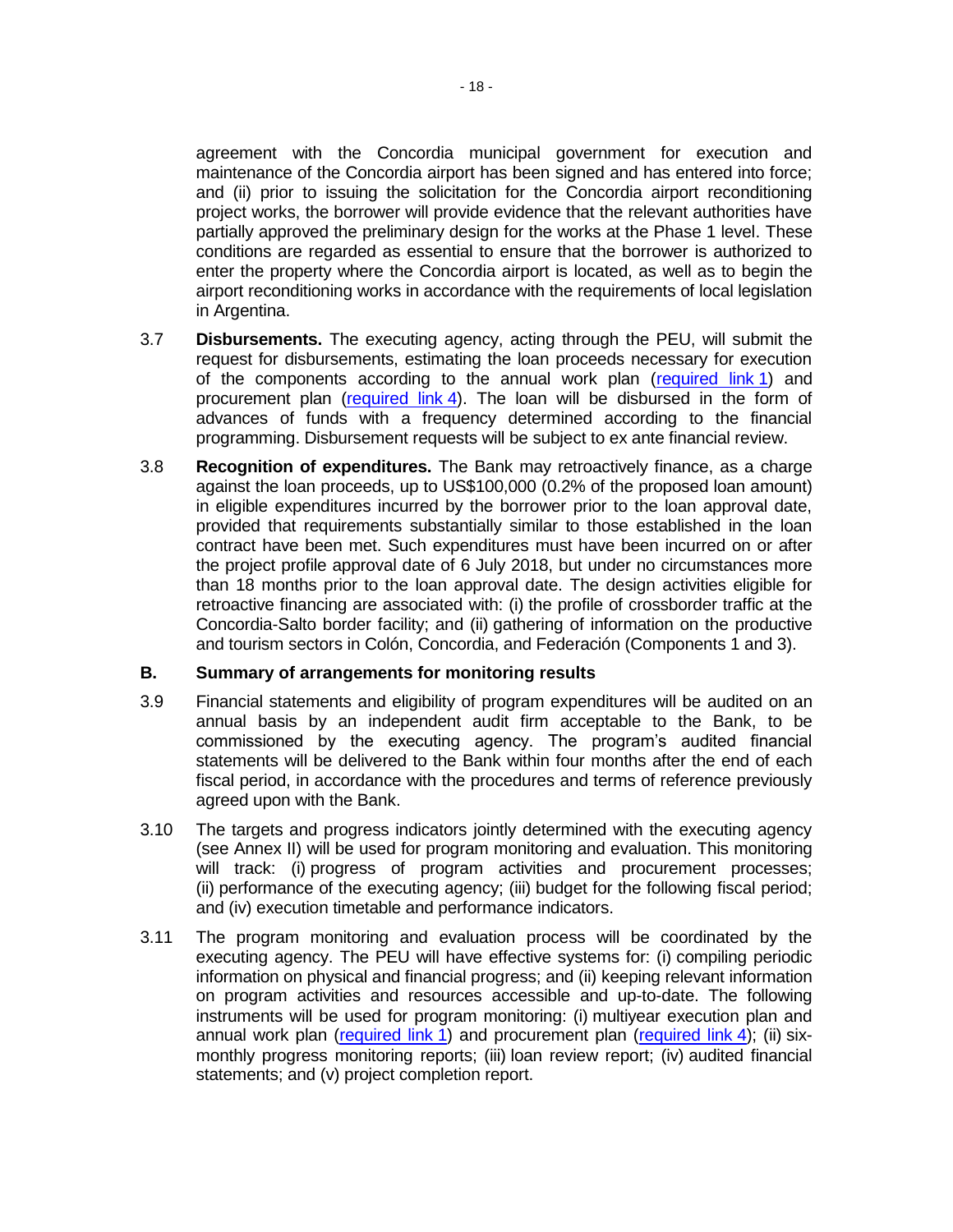agreement with the Concordia municipal government for execution and maintenance of the Concordia airport has been signed and has entered into force; and (ii) prior to issuing the solicitation for the Concordia airport reconditioning project works, the borrower will provide evidence that the relevant authorities have partially approved the preliminary design for the works at the Phase 1 level. These conditions are regarded as essential to ensure that the borrower is authorized to enter the property where the Concordia airport is located, as well as to begin the airport reconditioning works in accordance with the requirements of local legislation in Argentina.

3.7 **Disbursements.** The executing agency, acting through the PEU, will submit the request for disbursements, estimating the loan proceeds necessary for execution of the components according to the annual work plan (required link 1) and procurement plan (required link 4). The loan will be disbursed in the form of advances of funds with a frequency determined according to the financial programming. Disbursement requests will be subject to ex ante financial review.

3.8 **Recognition of expenditures.** The Bank may retroactively finance, as a charge against the loan proceeds, up to US$100,000 (0.2% of the proposed loan amount) in eligible expenditures incurred by the borrower prior to the loan approval date, provided that requirements substantially similar to those established in the loan contract have been met. Such expenditures must have been incurred on or after the project profile approval date of 6 July 2018, but under no circumstances more than 18 months prior to the loan approval date. The design activities eligible for retroactive financing are associated with: (i) the profile of crossborder traffic at the Concordia-Salto border facility; and (ii) gathering of information on the productive and tourism sectors in Colón, Concordia, and Federación (Components 1 and 3).

## B. Summary of arrangements for monitoring results

3.9 Financial statements and eligibility of program expenditures will be audited on an annual basis by an independent audit firm acceptable to the Bank, to be commissioned by the executing agency. The program's audited financial statements will be delivered to the Bank within four months after the end of each fiscal period, in accordance with the procedures and terms of reference previously agreed upon with the Bank.

3.10 The targets and progress indicators jointly determined with the executing agency (see Annex II) will be used for program monitoring and evaluation. This monitoring will track: (i) progress of program activities and procurement processes; (ii) performance of the executing agency; (iii) budget for the following fiscal period; and (iv) execution timetable and performance indicators.

3.11 The program monitoring and evaluation process will be coordinated by the executing agency. The PEU will have effective systems for: (i) compiling periodic information on physical and financial progress; and (ii) keeping relevant information on program activities and resources accessible and up-to-date. The following instruments will be used for program monitoring: (i) multiyear execution plan and annual work plan (required link 1) and procurement plan (required link 4); (ii) six-monthly progress monitoring reports; (iii) loan review report; (iv) audited financial statements; and (v) project completion report.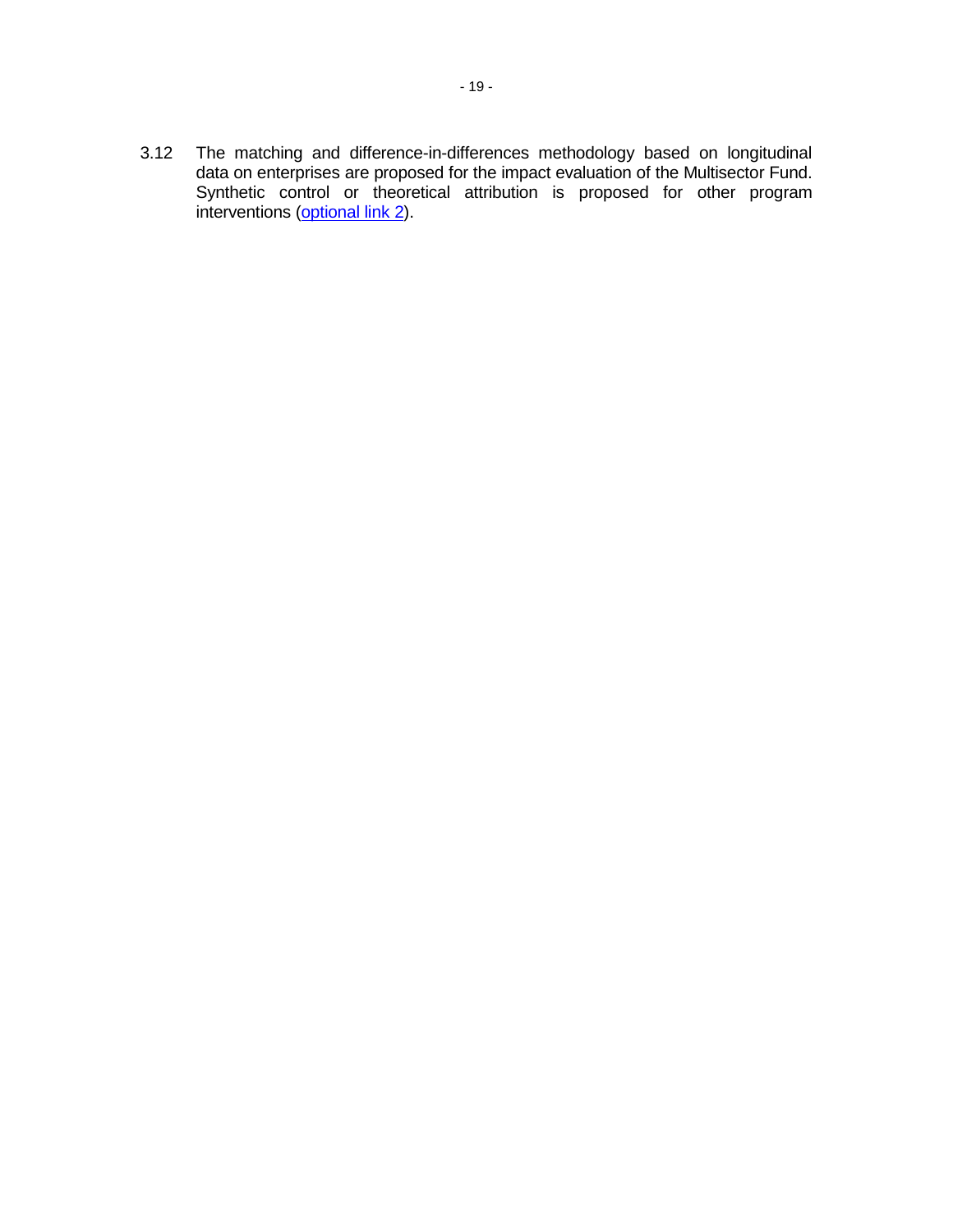3.12 The matching and difference-in-differences methodology based on longitudinal data on enterprises are proposed for the impact evaluation of the Multisector Fund. Synthetic control or theoretical attribution is proposed for other program interventions (optional link 2).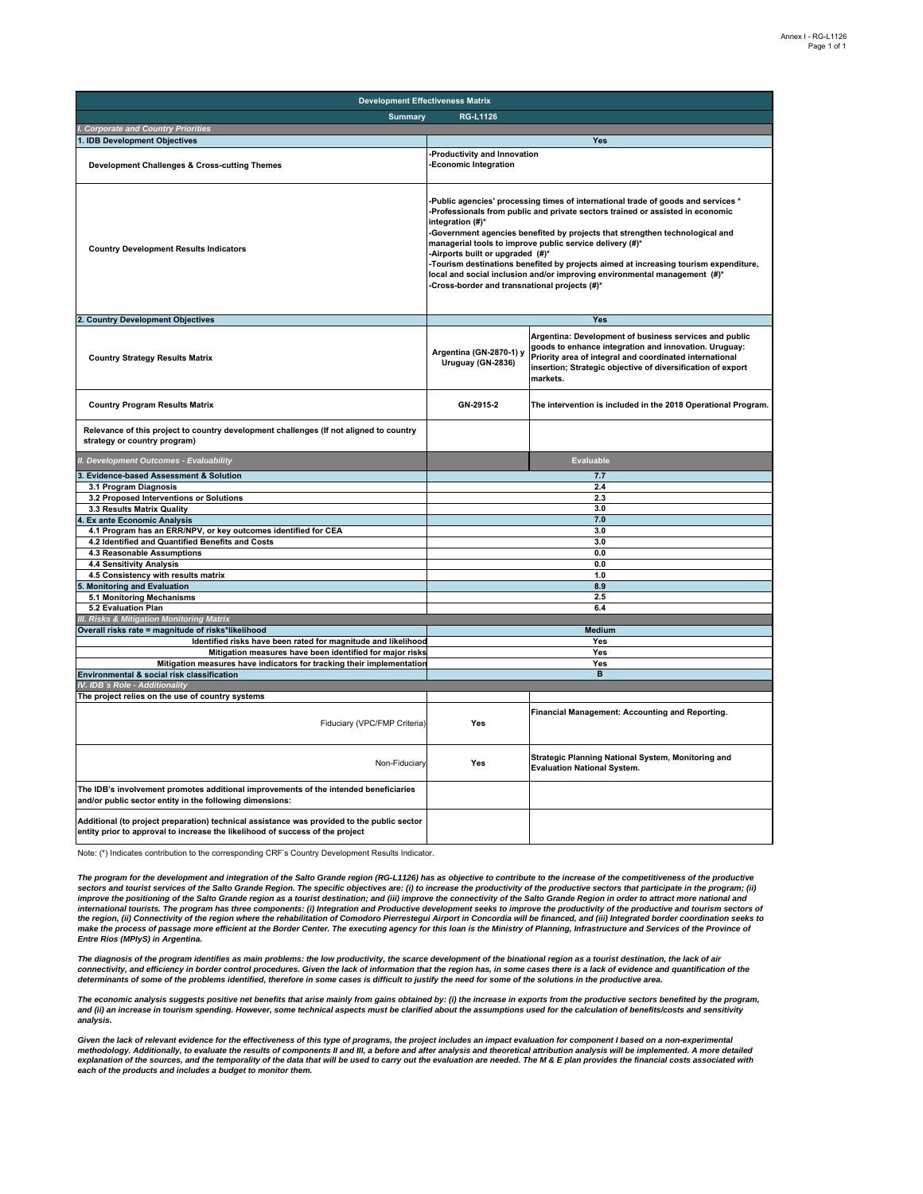| Development Effectiveness Matrix | | |
|---|---|---|
| **Summary** | **RG-L1126** | |
| ***I. Corporate and Country Priorities*** | | |
| **1. IDB Development Objectives** | **Yes** | |
| **Development Challenges & Cross-cutting Themes** | -Productivity and Innovation<br>-Economic Integration | |
| **Country Development Results Indicators** | -Public agencies' processing times of international trade of goods and services *<br>-Professionals from public and private sectors trained or assisted in economic integration (#)*<br>-Government agencies benefited by projects that strengthen technological and managerial tools to improve public service delivery (#)*<br>-Airports built or upgraded (#)*<br>-Tourism destinations benefited by projects aimed at increasing tourism expenditure, local and social inclusion and/or improving environmental management (#)*<br>-Cross-border and transnational projects (#)* | |
| **2. Country Development Objectives** | **Yes** | |
| **Country Strategy Results Matrix** | Argentina (GN-2870-1) y Uruguay (GN-2836) | Argentina: Development of business services and public goods to enhance integration and innovation. Uruguay: Priority area of integral and coordinated international insertion; Strategic objective of diversification of export markets. |
| **Country Program Results Matrix** | GN-2915-2 | The intervention is included in the 2018 Operational Program. |
| **Relevance of this project to country development challenges (If not aligned to country strategy or country program)** | | |
| ***II. Development Outcomes - Evaluability*** | | **Evaluable** |
| **3. Evidence-based Assessment & Solution** | **7.7** | |
| 3.1 Program Diagnosis | 2.4 | |
| 3.2 Proposed Interventions or Solutions | 2.3 | |
| 3.3 Results Matrix Quality | 3.0 | |
| **4. Ex ante Economic Analysis** | **7.0** | |
| 4.1 Program has an ERR/NPV, or key outcomes identified for CEA | 3.0 | |
| 4.2 Identified and Quantified Benefits and Costs | 3.0 | |
| 4.3 Reasonable Assumptions | 0.0 | |
| 4.4 Sensitivity Analysis | 0.0 | |
| 4.5 Consistency with results matrix | 1.0 | |
| **5. Monitoring and Evaluation** | **8.9** | |
| 5.1 Monitoring Mechanisms | 2.5 | |
| 5.2 Evaluation Plan | 6.4 | |
| ***III. Risks & Mitigation Monitoring Matrix*** | | |
| **Overall risks rate = magnitude of risks*likelihood** | **Medium** | |
| Identified risks have been rated for magnitude and likelihood | Yes | |
| Mitigation measures have been identified for major risks | Yes | |
| Mitigation measures have indicators for tracking their implementation | Yes | |
| **Environmental & social risk classification** | **B** | |
| ***IV. IDB´s Role - Additionality*** | | |
| **The project relies on the use of country systems** | | |
| Fiduciary (VPC/FMP Criteria) | Yes | Financial Management: Accounting and Reporting. |
| Non-Fiduciary | Yes | Strategic Planning National System, Monitoring and Evaluation National System. |
| **The IDB's involvement promotes additional improvements of the intended beneficiaries and/or public sector entity in the following dimensions:** | | |
| **Additional (to project preparation) technical assistance was provided to the public sector entity prior to approval to increase the likelihood of success of the project** | | |

Note: (*) Indicates contribution to the corresponding CRF's Country Development Results Indicator.

***The program for the development and integration of the Salto Grande region (RG-L1126) has as objective to contribute to the increase of the competitiveness of the productive sectors and tourist services of the Salto Grande Region. The specific objectives are: (i) to increase the productivity of the productive sectors that participate in the program; (ii) improve the positioning of the Salto Grande region as a tourist destination; and (iii) improve the connectivity of the Salto Grande Region in order to attract more national and international tourists. The program has three components: (i) Integration and Productive development seeks to improve the productivity of the productive and tourism sectors of the region, (ii) Connectivity of the region where the rehabilitation of Comodoro Pierrestegui Airport in Concordia will be financed, and (iii) Integrated border coordination seeks to make the process of passage more efficient at the Border Center. The executing agency for this loan is the Ministry of Planning, Infrastructure and Services of the Province of Entre Rios (MPIyS) in Argentina.***

***The diagnosis of the program identifies as main problems: the low productivity, the scarce development of the binational region as a tourist destination, the lack of air connectivity, and efficiency in border control procedures. Given the lack of information that the region has, in some cases there is a lack of evidence and quantification of the determinants of some of the problems identified, therefore in some cases is difficult to justify the need for some of the solutions in the productive area.***

***The economic analysis suggests positive net benefits that arise mainly from gains obtained by: (i) the increase in exports from the productive sectors benefited by the program, and (ii) an increase in tourism spending. However, some technical aspects must be clarified about the assumptions used for the calculation of benefits/costs and sensitivity analysis.***

***Given the lack of relevant evidence for the effectiveness of this type of programs, the project includes an impact evaluation for component I based on a non-experimental methodology. Additionally, to evaluate the results of components II and III, a before and after analysis and theoretical attribution analysis will be implemented. A more detailed explanation of the sources, and the temporality of the data that will be used to carry out the evaluation are needed. The M & E plan provides the financial costs associated with each of the products and includes a budget to monitor them.***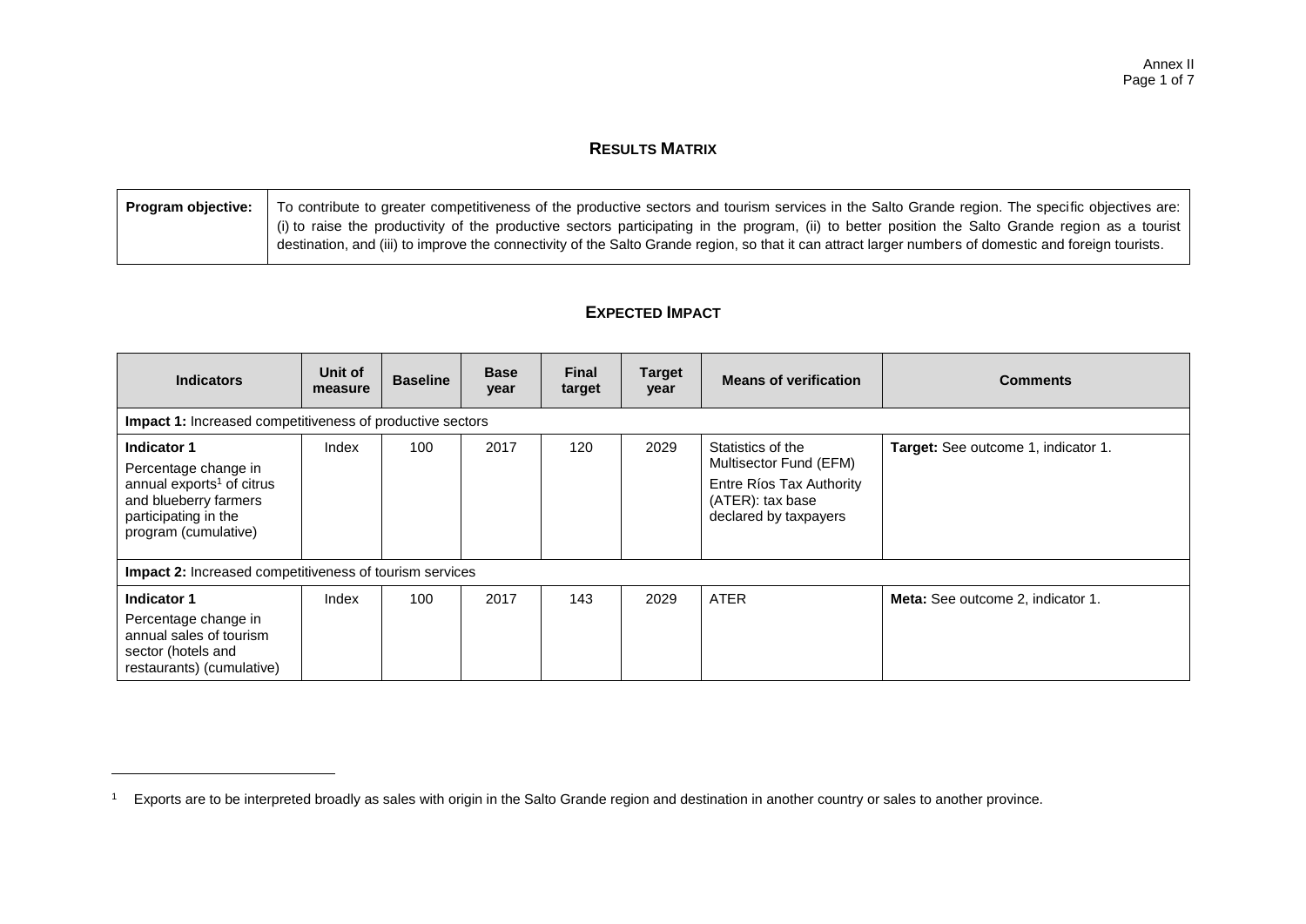## RESULTS MATRIX

| **Program objective:** | To contribute to greater competitiveness of the productive sectors and tourism services in the Salto Grande region. The specific objectives are: (i) to raise the productivity of the productive sectors participating in the program, (ii) to better position the Salto Grande region as a tourist destination, and (iii) to improve the connectivity of the Salto Grande region, so that it can attract larger numbers of domestic and foreign tourists. |
|---|---|

## EXPECTED IMPACT

| Indicators | Unit of measure | Baseline | Base year | Final target | Target year | Means of verification | Comments |
|---|---|---|---|---|---|---|---|
| **Impact 1:** Increased competitiveness of productive sectors | | | | | | | |
| **Indicator 1** Percentage change in annual exports[1] of citrus and blueberry farmers participating in the program (cumulative) | Index | 100 | 2017 | 120 | 2029 | Statistics of the Multisector Fund (EFM) Entre Ríos Tax Authority (ATER): tax base declared by taxpayers | **Target:** See outcome 1, indicator 1. |
| **Impact 2:** Increased competitiveness of tourism services | | | | | | | |
| **Indicator 1** Percentage change in annual sales of tourism sector (hotels and restaurants) (cumulative) | Index | 100 | 2017 | 143 | 2029 | ATER | **Meta:** See outcome 2, indicator 1. |

[1] Exports are to be interpreted broadly as sales with origin in the Salto Grande region and destination in another country or sales to another province.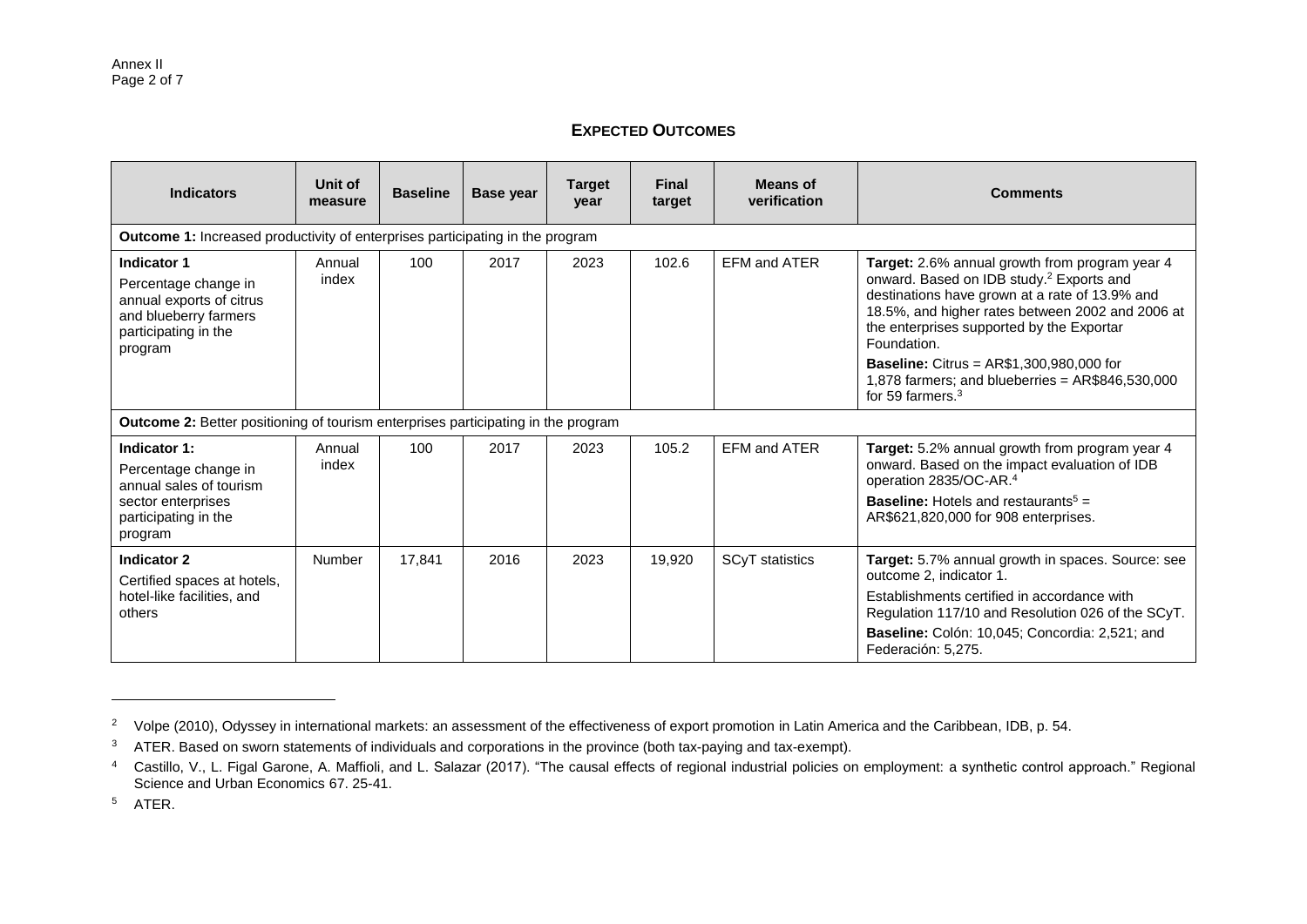## EXPECTED OUTCOMES

| Indicators | Unit of measure | Baseline | Base year | Target year | Final target | Means of verification | Comments |
|---|---|---|---|---|---|---|---|
| **Outcome 1:** Increased productivity of enterprises participating in the program | | | | | | | |
| **Indicator 1** Percentage change in annual exports of citrus and blueberry farmers participating in the program | Annual index | 100 | 2017 | 2023 | 102.6 | EFM and ATER | **Target:** 2.6% annual growth from program year 4 onward. Based on IDB study.[2] Exports and destinations have grown at a rate of 13.9% and 18.5%, and higher rates between 2002 and 2006 at the enterprises supported by the Exportar Foundation. **Baseline:** Citrus = AR$1,300,980,000 for 1,878 farmers; and blueberries = AR$846,530,000 for 59 farmers.[3] |
| **Outcome 2:** Better positioning of tourism enterprises participating in the program | | | | | | | |
| **Indicator 1:** Percentage change in annual sales of tourism sector enterprises participating in the program | Annual index | 100 | 2017 | 2023 | 105.2 | EFM and ATER | **Target:** 5.2% annual growth from program year 4 onward. Based on the impact evaluation of IDB operation 2835/OC-AR.[4] **Baseline:** Hotels and restaurants[5] = AR$621,820,000 for 908 enterprises. |
| **Indicator 2** Certified spaces at hotels, hotel-like facilities, and others | Number | 17,841 | 2016 | 2023 | 19,920 | SCyT statistics | **Target:** 5.7% annual growth in spaces. Source: see outcome 2, indicator 1. Establishments certified in accordance with Regulation 117/10 and Resolution 026 of the SCyT. **Baseline:** Colón: 10,045; Concordia: 2,521; and Federación: 5,275. |

---

[2] Volpe (2010), Odyssey in international markets: an assessment of the effectiveness of export promotion in Latin America and the Caribbean, IDB, p. 54.

[3] ATER. Based on sworn statements of individuals and corporations in the province (both tax-paying and tax-exempt).

[4] Castillo, V., L. Figal Garone, A. Maffioli, and L. Salazar (2017). "The causal effects of regional industrial policies on employment: a synthetic control approach." Regional Science and Urban Economics 67. 25-41.

[5] ATER.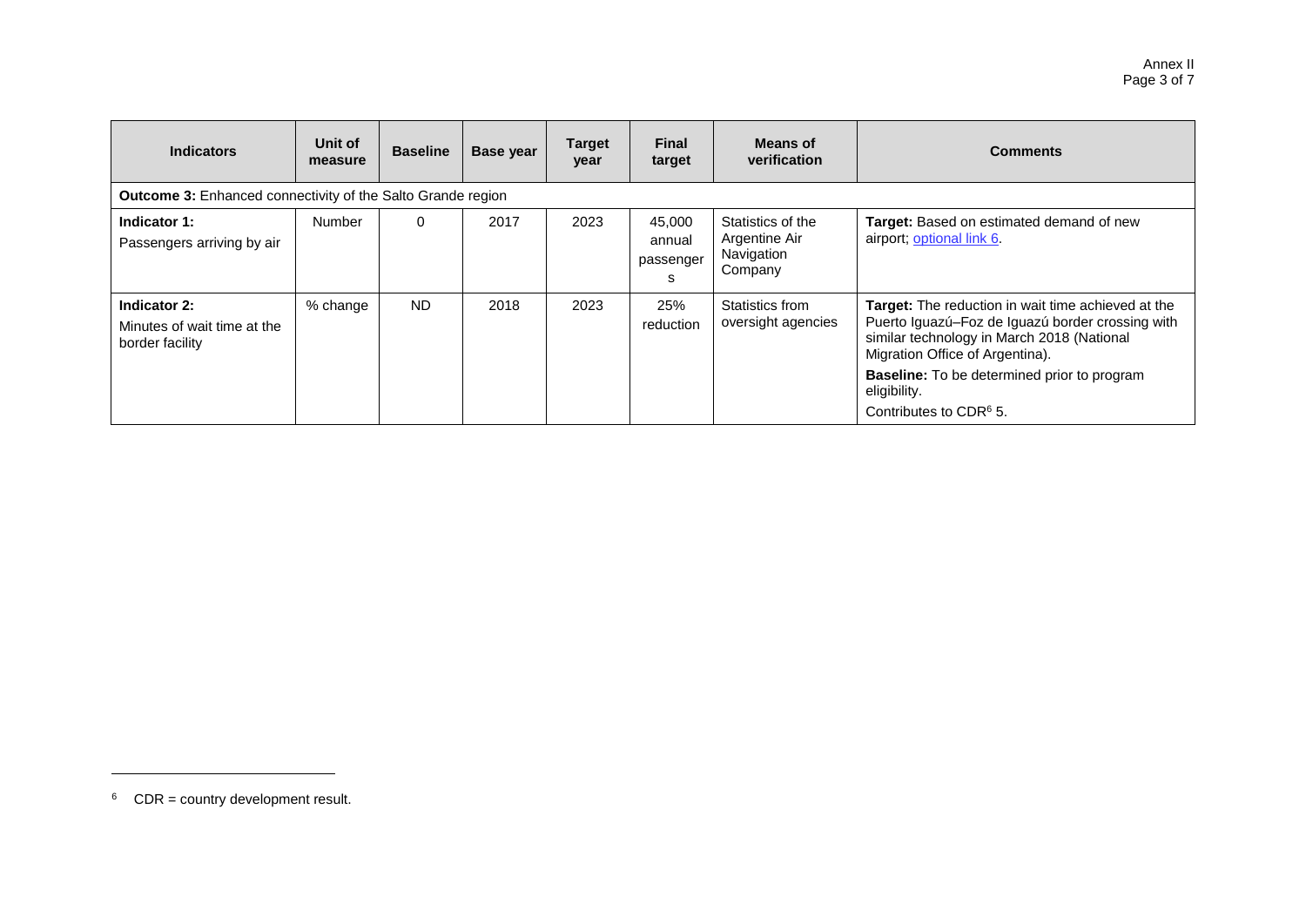| Indicators | Unit of measure | Baseline | Base year | Target year | Final target | Means of verification | Comments |
|---|---|---|---|---|---|---|---|
| **Outcome 3:** Enhanced connectivity of the Salto Grande region | | | | | | | |
| **Indicator 1:** Passengers arriving by air | Number | 0 | 2017 | 2023 | 45,000 annual passengers | Statistics of the Argentine Air Navigation Company | **Target:** Based on estimated demand of new airport; optional link 6. |
| **Indicator 2:** Minutes of wait time at the border facility | % change | ND | 2018 | 2023 | 25% reduction | Statistics from oversight agencies | **Target:** The reduction in wait time achieved at the Puerto Iguazú–Foz de Iguazú border crossing with similar technology in March 2018 (National Migration Office of Argentina). **Baseline:** To be determined prior to program eligibility. Contributes to CDR[6] 5. |

[6] CDR = country development result.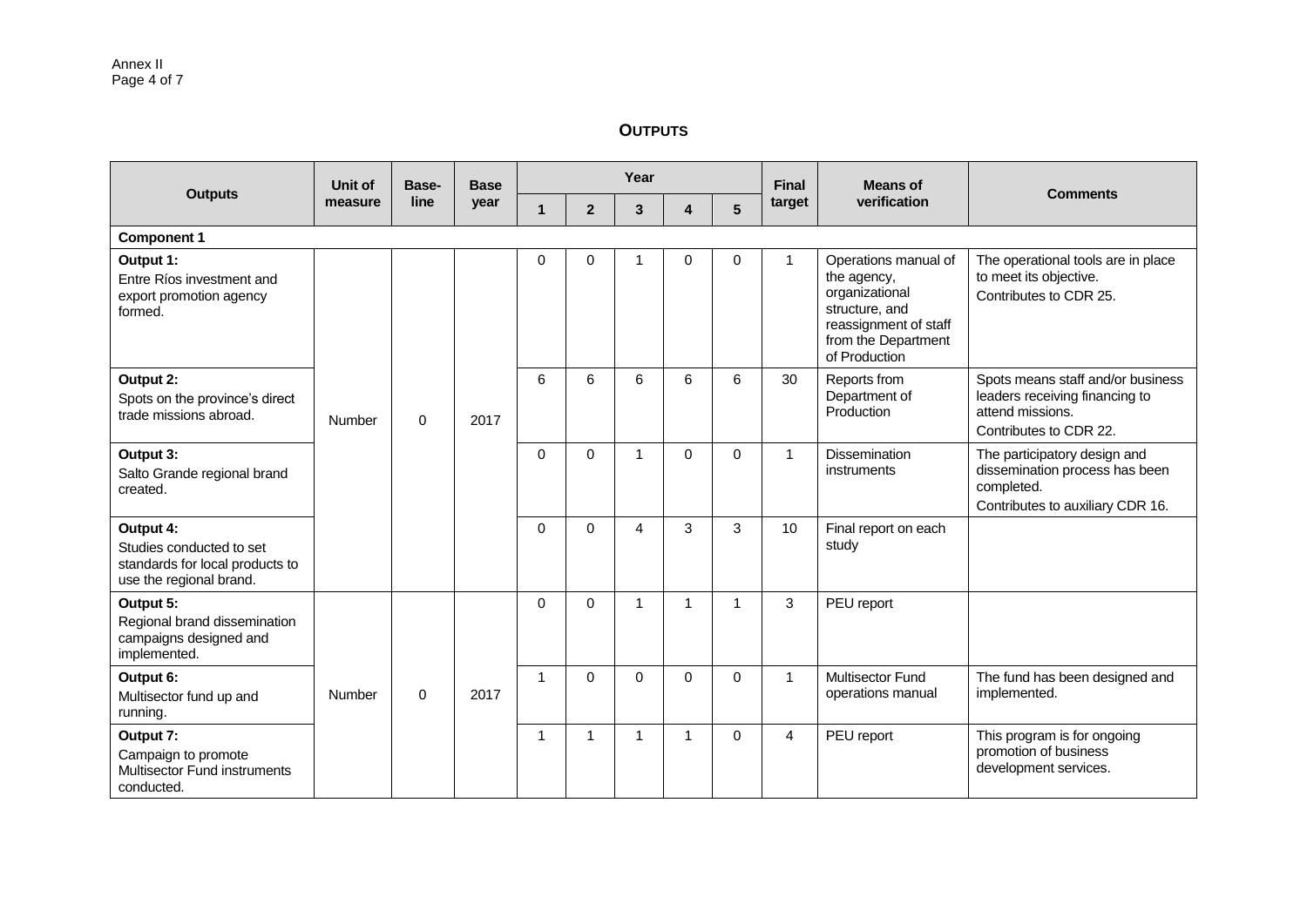## OUTPUTS

| Outputs | Unit of measure | Base-line | Base year | Year | | | | | Final target | Means of verification | Comments |
|---|---|---|---|---|---|---|---|---|---|---|---|
| | | | | 1 | 2 | 3 | 4 | 5 | | | |
| **Component 1** | | | | | | | | | | | |
| **Output 1:** Entre Ríos investment and export promotion agency formed. | Number | 0 | 2017 | 0 | 0 | 1 | 0 | 0 | 1 | Operations manual of the agency, organizational structure, and reassignment of staff from the Department of Production | The operational tools are in place to meet its objective. Contributes to CDR 25. |
| **Output 2:** Spots on the province's direct trade missions abroad. | Number | 0 | 2017 | 6 | 6 | 6 | 6 | 6 | 30 | Reports from Department of Production | Spots means staff and/or business leaders receiving financing to attend missions. Contributes to CDR 22. |
| **Output 3:** Salto Grande regional brand created. | Number | 0 | 2017 | 0 | 0 | 1 | 0 | 0 | 1 | Dissemination instruments | The participatory design and dissemination process has been completed. Contributes to auxiliary CDR 16. |
| **Output 4:** Studies conducted to set standards for local products to use the regional brand. | Number | 0 | 2017 | 0 | 0 | 4 | 3 | 3 | 10 | Final report on each study | |
| **Output 5:** Regional brand dissemination campaigns designed and implemented. | Number | 0 | 2017 | 0 | 0 | 1 | 1 | 1 | 3 | PEU report | |
| **Output 6:** Multisector fund up and running. | Number | 0 | 2017 | 1 | 0 | 0 | 0 | 0 | 1 | Multisector Fund operations manual | The fund has been designed and implemented. |
| **Output 7:** Campaign to promote Multisector Fund instruments conducted. | Number | 0 | 2017 | 1 | 1 | 1 | 1 | 0 | 4 | PEU report | This program is for ongoing promotion of business development services. |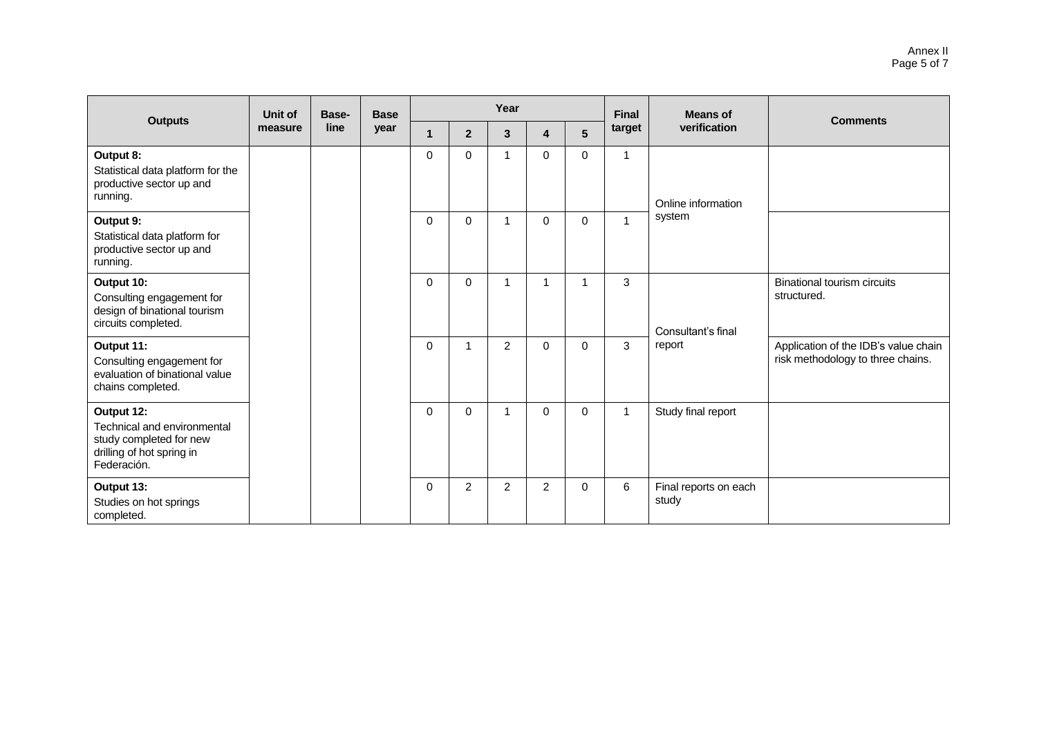| Outputs | Unit of measure | Base-line | Base year | Year | | | | | Final target | Means of verification | Comments |
|---|---|---|---|---|---|---|---|---|---|---|---|
| | | | | 1 | 2 | 3 | 4 | 5 | | | |
| **Output 8:** Statistical data platform for the productive sector up and running. | | | | 0 | 0 | 1 | 0 | 0 | 1 | Online information system | |
| **Output 9:** Statistical data platform for productive sector up and running. | | | | 0 | 0 | 1 | 0 | 0 | 1 | | |
| **Output 10:** Consulting engagement for design of binational tourism circuits completed. | | | | 0 | 0 | 1 | 1 | 1 | 3 | Consultant's final report | Binational tourism circuits structured. |
| **Output 11:** Consulting engagement for evaluation of binational value chains completed. | | | | 0 | 1 | 2 | 0 | 0 | 3 | | Application of the IDB's value chain risk methodology to three chains. |
| **Output 12:** Technical and environmental study completed for new drilling of hot spring in Federación. | | | | 0 | 0 | 1 | 0 | 0 | 1 | Study final report | |
| **Output 13:** Studies on hot springs completed. | | | | 0 | 2 | 2 | 2 | 0 | 6 | Final reports on each study | |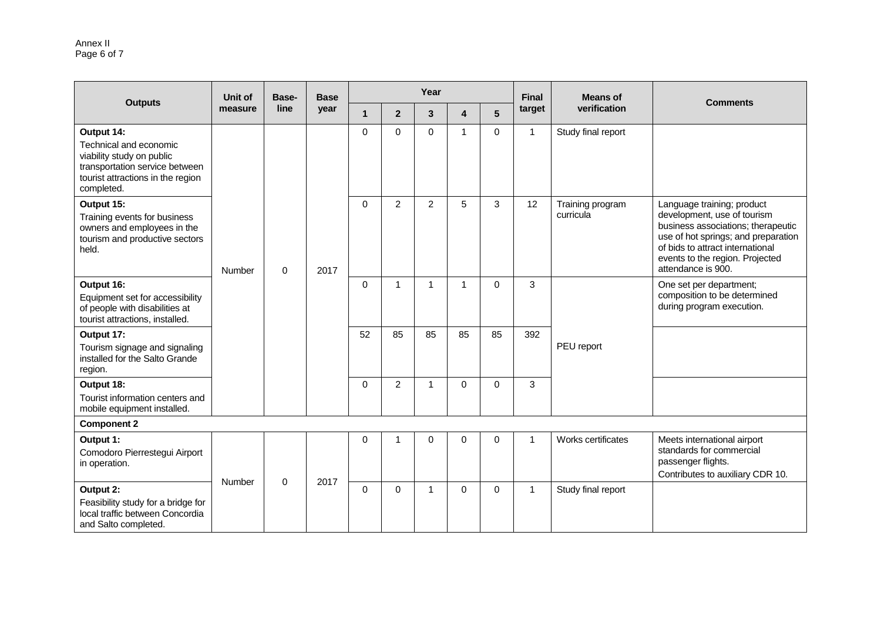| Outputs | Unit of measure | Base-line | Base year | Year | | | | | Final target | Means of verification | Comments |
|---|---|---|---|---|---|---|---|---|---|---|---|
| | | | | 1 | 2 | 3 | 4 | 5 | | | |
| **Output 14:** Technical and economic viability study on public transportation service between tourist attractions in the region completed. | Number | 0 | 2017 | 0 | 0 | 0 | 1 | 0 | 1 | Study final report | |
| **Output 15:** Training events for business owners and employees in the tourism and productive sectors held. | Number | 0 | 2017 | 0 | 2 | 2 | 5 | 3 | 12 | Training program curricula | Language training; product development, use of tourism business associations; therapeutic use of hot springs; and preparation of bids to attract international events to the region. Projected attendance is 900. |
| **Output 16:** Equipment set for accessibility of people with disabilities at tourist attractions, installed. | Number | 0 | 2017 | 0 | 1 | 1 | 1 | 0 | 3 | PEU report | One set per department; composition to be determined during program execution. |
| **Output 17:** Tourism signage and signaling installed for the Salto Grande region. | Number | 0 | 2017 | 52 | 85 | 85 | 85 | 85 | 392 | PEU report | |
| **Output 18:** Tourist information centers and mobile equipment installed. | Number | 0 | 2017 | 0 | 2 | 1 | 0 | 0 | 3 | PEU report | |
| **Component 2** | | | | | | | | | | | |
| **Output 1:** Comodoro Pierrestegui Airport in operation. | Number | 0 | 2017 | 0 | 1 | 0 | 0 | 0 | 1 | Works certificates | Meets international airport standards for commercial passenger flights. Contributes to auxiliary CDR 10. |
| **Output 2:** Feasibility study for a bridge for local traffic between Concordia and Salto completed. | Number | 0 | 2017 | 0 | 0 | 1 | 0 | 0 | 1 | Study final report | |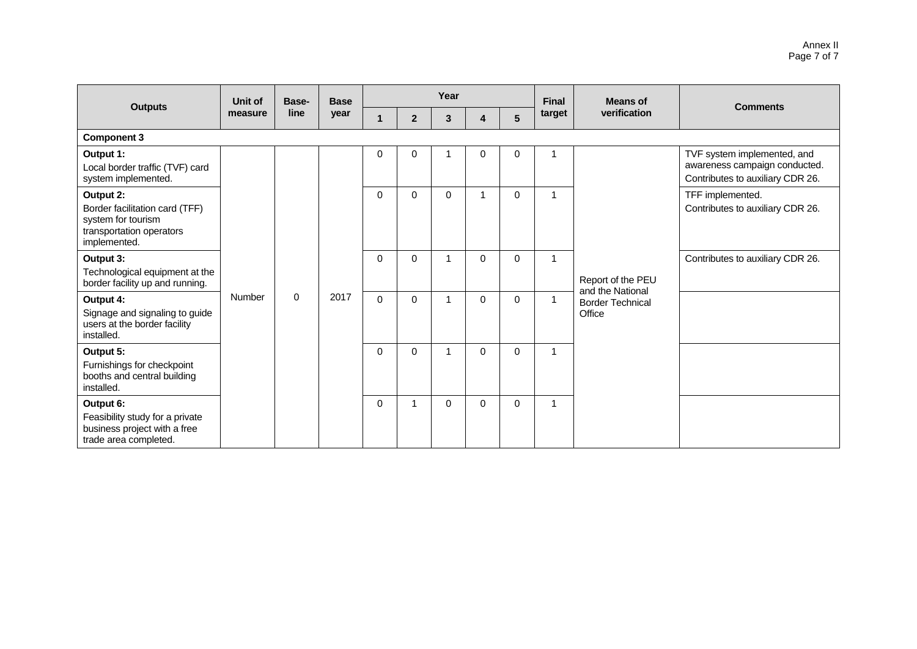| Outputs | Unit of measure | Base-line | Base year | Year | | | | | Final target | Means of verification | Comments |
|---|---|---|---|---|---|---|---|---|---|---|---|
| | | | | 1 | 2 | 3 | 4 | 5 | | | |
| **Component 3** | | | | | | | | | | | |
| **Output 1:** Local border traffic (TVF) card system implemented. | Number | 0 | 2017 | 0 | 0 | 1 | 0 | 0 | 1 | Report of the PEU and the National Border Technical Office | TVF system implemented, and awareness campaign conducted. Contributes to auxiliary CDR 26. |
| **Output 2:** Border facilitation card (TFF) system for tourism transportation operators implemented. | Number | 0 | 2017 | 0 | 0 | 0 | 1 | 0 | 1 | Report of the PEU and the National Border Technical Office | TFF implemented. Contributes to auxiliary CDR 26. |
| **Output 3:** Technological equipment at the border facility up and running. | Number | 0 | 2017 | 0 | 0 | 1 | 0 | 0 | 1 | Report of the PEU and the National Border Technical Office | Contributes to auxiliary CDR 26. |
| **Output 4:** Signage and signaling to guide users at the border facility installed. | Number | 0 | 2017 | 0 | 0 | 1 | 0 | 0 | 1 | Report of the PEU and the National Border Technical Office | |
| **Output 5:** Furnishings for checkpoint booths and central building installed. | Number | 0 | 2017 | 0 | 0 | 1 | 0 | 0 | 1 | Report of the PEU and the National Border Technical Office | |
| **Output 6:** Feasibility study for a private business project with a free trade area completed. | Number | 0 | 2017 | 0 | 1 | 0 | 0 | 0 | 1 | Report of the PEU and the National Border Technical Office | |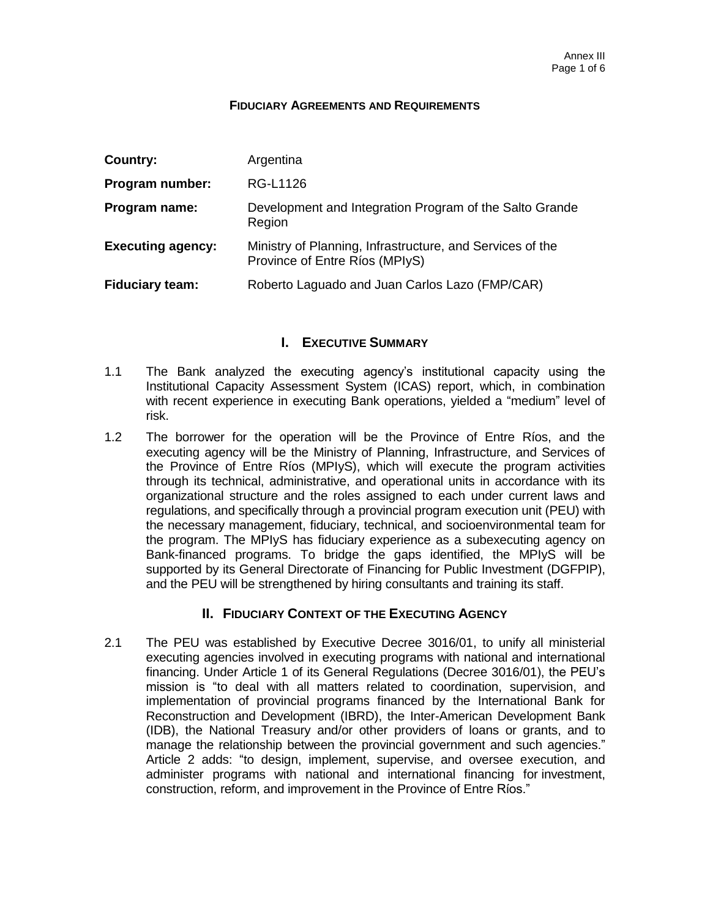## FIDUCIARY AGREEMENTS AND REQUIREMENTS

| | |
|---|---|
| **Country:** | Argentina |
| **Program number:** | RG-L1126 |
| **Program name:** | Development and Integration Program of the Salto Grande Region |
| **Executing agency:** | Ministry of Planning, Infrastructure, and Services of the Province of Entre Ríos (MPIyS) |
| **Fiduciary team:** | Roberto Laguado and Juan Carlos Lazo (FMP/CAR) |

# I. EXECUTIVE SUMMARY

1.1 The Bank analyzed the executing agency's institutional capacity using the Institutional Capacity Assessment System (ICAS) report, which, in combination with recent experience in executing Bank operations, yielded a "medium" level of risk.

1.2 The borrower for the operation will be the Province of Entre Ríos, and the executing agency will be the Ministry of Planning, Infrastructure, and Services of the Province of Entre Ríos (MPIyS), which will execute the program activities through its technical, administrative, and operational units in accordance with its organizational structure and the roles assigned to each under current laws and regulations, and specifically through a provincial program execution unit (PEU) with the necessary management, fiduciary, technical, and socioenvironmental team for the program. The MPIyS has fiduciary experience as a subexecuting agency on Bank-financed programs. To bridge the gaps identified, the MPIyS will be supported by its General Directorate of Financing for Public Investment (DGFPIP), and the PEU will be strengthened by hiring consultants and training its staff.

# II. FIDUCIARY CONTEXT OF THE EXECUTING AGENCY

2.1 The PEU was established by Executive Decree 3016/01, to unify all ministerial executing agencies involved in executing programs with national and international financing. Under Article 1 of its General Regulations (Decree 3016/01), the PEU's mission is "to deal with all matters related to coordination, supervision, and implementation of provincial programs financed by the International Bank for Reconstruction and Development (IBRD), the Inter-American Development Bank (IDB), the National Treasury and/or other providers of loans or grants, and to manage the relationship between the provincial government and such agencies." Article 2 adds: "to design, implement, supervise, and oversee execution, and administer programs with national and international financing for investment, construction, reform, and improvement in the Province of Entre Ríos."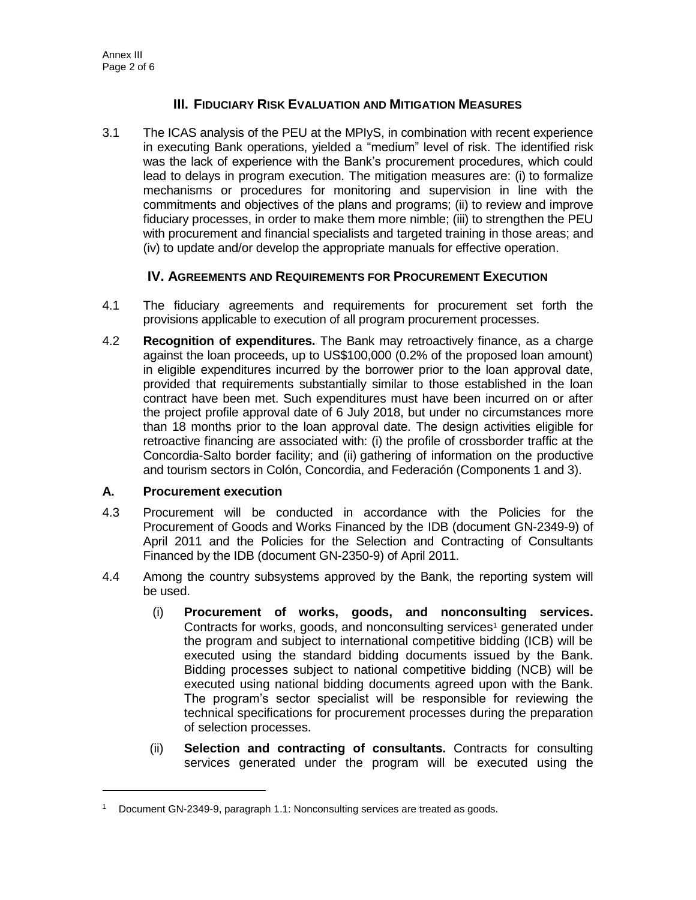## III. Fiduciary Risk Evaluation and Mitigation Measures

3.1 The ICAS analysis of the PEU at the MPIyS, in combination with recent experience in executing Bank operations, yielded a "medium" level of risk. The identified risk was the lack of experience with the Bank's procurement procedures, which could lead to delays in program execution. The mitigation measures are: (i) to formalize mechanisms or procedures for monitoring and supervision in line with the commitments and objectives of the plans and programs; (ii) to review and improve fiduciary processes, in order to make them more nimble; (iii) to strengthen the PEU with procurement and financial specialists and targeted training in those areas; and (iv) to update and/or develop the appropriate manuals for effective operation.

## IV. Agreements and Requirements for Procurement Execution

4.1 The fiduciary agreements and requirements for procurement set forth the provisions applicable to execution of all program procurement processes.

4.2 **Recognition of expenditures.** The Bank may retroactively finance, as a charge against the loan proceeds, up to US$100,000 (0.2% of the proposed loan amount) in eligible expenditures incurred by the borrower prior to the loan approval date, provided that requirements substantially similar to those established in the loan contract have been met. Such expenditures must have been incurred on or after the project profile approval date of 6 July 2018, but under no circumstances more than 18 months prior to the loan approval date. The design activities eligible for retroactive financing are associated with: (i) the profile of crossborder traffic at the Concordia-Salto border facility; and (ii) gathering of information on the productive and tourism sectors in Colón, Concordia, and Federación (Components 1 and 3).

### A. Procurement execution

4.3 Procurement will be conducted in accordance with the Policies for the Procurement of Goods and Works Financed by the IDB (document GN-2349-9) of April 2011 and the Policies for the Selection and Contracting of Consultants Financed by the IDB (document GN-2350-9) of April 2011.

4.4 Among the country subsystems approved by the Bank, the reporting system will be used.

(i) **Procurement of works, goods, and nonconsulting services.** Contracts for works, goods, and nonconsulting services[1] generated under the program and subject to international competitive bidding (ICB) will be executed using the standard bidding documents issued by the Bank. Bidding processes subject to national competitive bidding (NCB) will be executed using national bidding documents agreed upon with the Bank. The program's sector specialist will be responsible for reviewing the technical specifications for procurement processes during the preparation of selection processes.

(ii) **Selection and contracting of consultants.** Contracts for consulting services generated under the program will be executed using the

[1] Document GN-2349-9, paragraph 1.1: Nonconsulting services are treated as goods.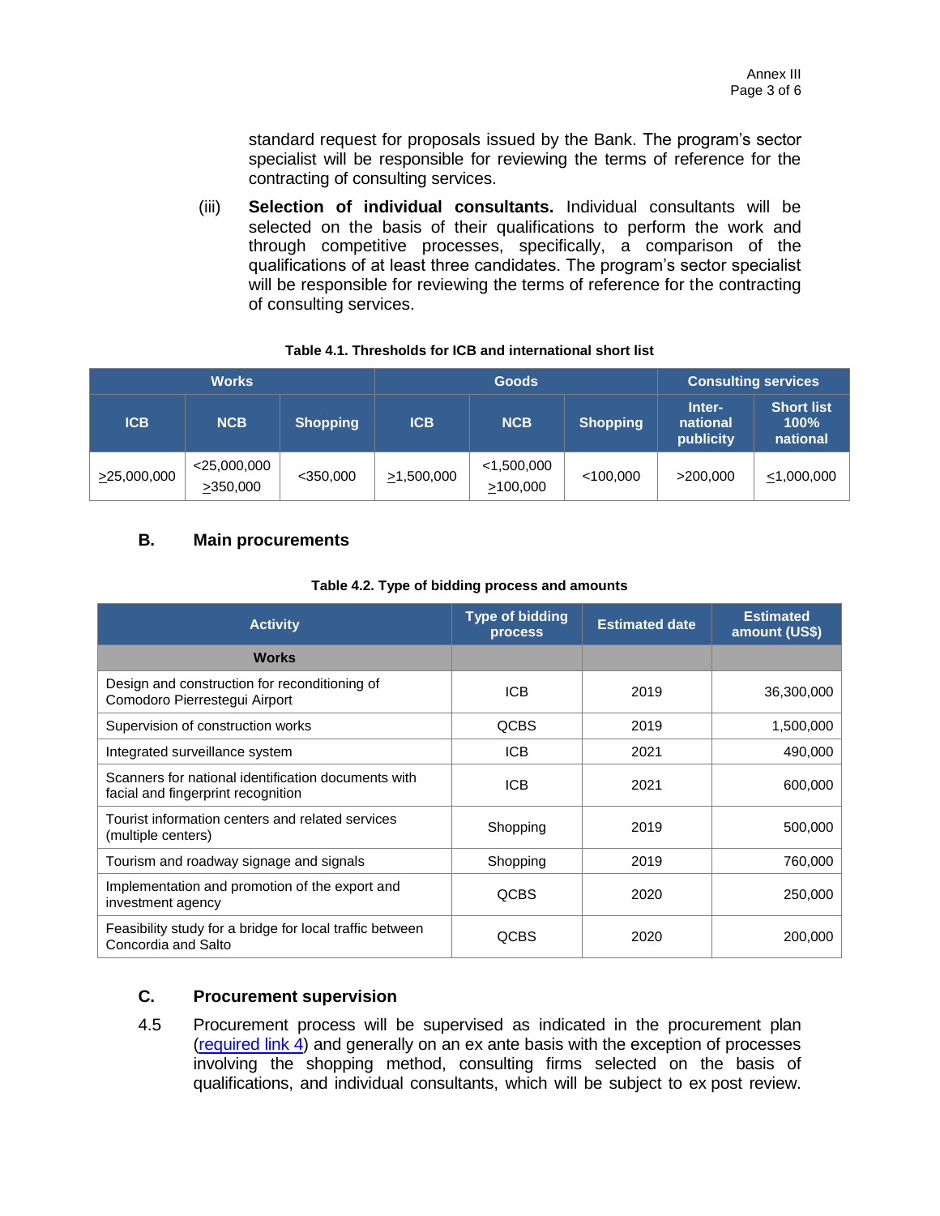standard request for proposals issued by the Bank. The program's sector specialist will be responsible for reviewing the terms of reference for the contracting of consulting services.

(iii) **Selection of individual consultants.** Individual consultants will be selected on the basis of their qualifications to perform the work and through competitive processes, specifically, a comparison of the qualifications of at least three candidates. The program's sector specialist will be responsible for reviewing the terms of reference for the contracting of consulting services.

**Table 4.1. Thresholds for ICB and international short list**

| Works | | | Goods | | | Consulting services | |
|---|---|---|---|---|---|---|---|
| ICB | NCB | Shopping | ICB | NCB | Shopping | International publicity | Short list 100% national |
| ≥25,000,000 | <25,000,000 ≥350,000 | <350,000 | ≥1,500,000 | <1,500,000 ≥100,000 | <100,000 | >200,000 | ≤1,000,000 |

## B. Main procurements

**Table 4.2. Type of bidding process and amounts**

| Activity | Type of bidding process | Estimated date | Estimated amount (US$) |
|---|---|---|---|
| **Works** | | | |
| Design and construction for reconditioning of Comodoro Pierrestegui Airport | ICB | 2019 | 36,300,000 |
| Supervision of construction works | QCBS | 2019 | 1,500,000 |
| Integrated surveillance system | ICB | 2021 | 490,000 |
| Scanners for national identification documents with facial and fingerprint recognition | ICB | 2021 | 600,000 |
| Tourist information centers and related services (multiple centers) | Shopping | 2019 | 500,000 |
| Tourism and roadway signage and signals | Shopping | 2019 | 760,000 |
| Implementation and promotion of the export and investment agency | QCBS | 2020 | 250,000 |
| Feasibility study for a bridge for local traffic between Concordia and Salto | QCBS | 2020 | 200,000 |

## C. Procurement supervision

4.5 Procurement process will be supervised as indicated in the procurement plan (required link 4) and generally on an ex ante basis with the exception of processes involving the shopping method, consulting firms selected on the basis of qualifications, and individual consultants, which will be subject to ex post review.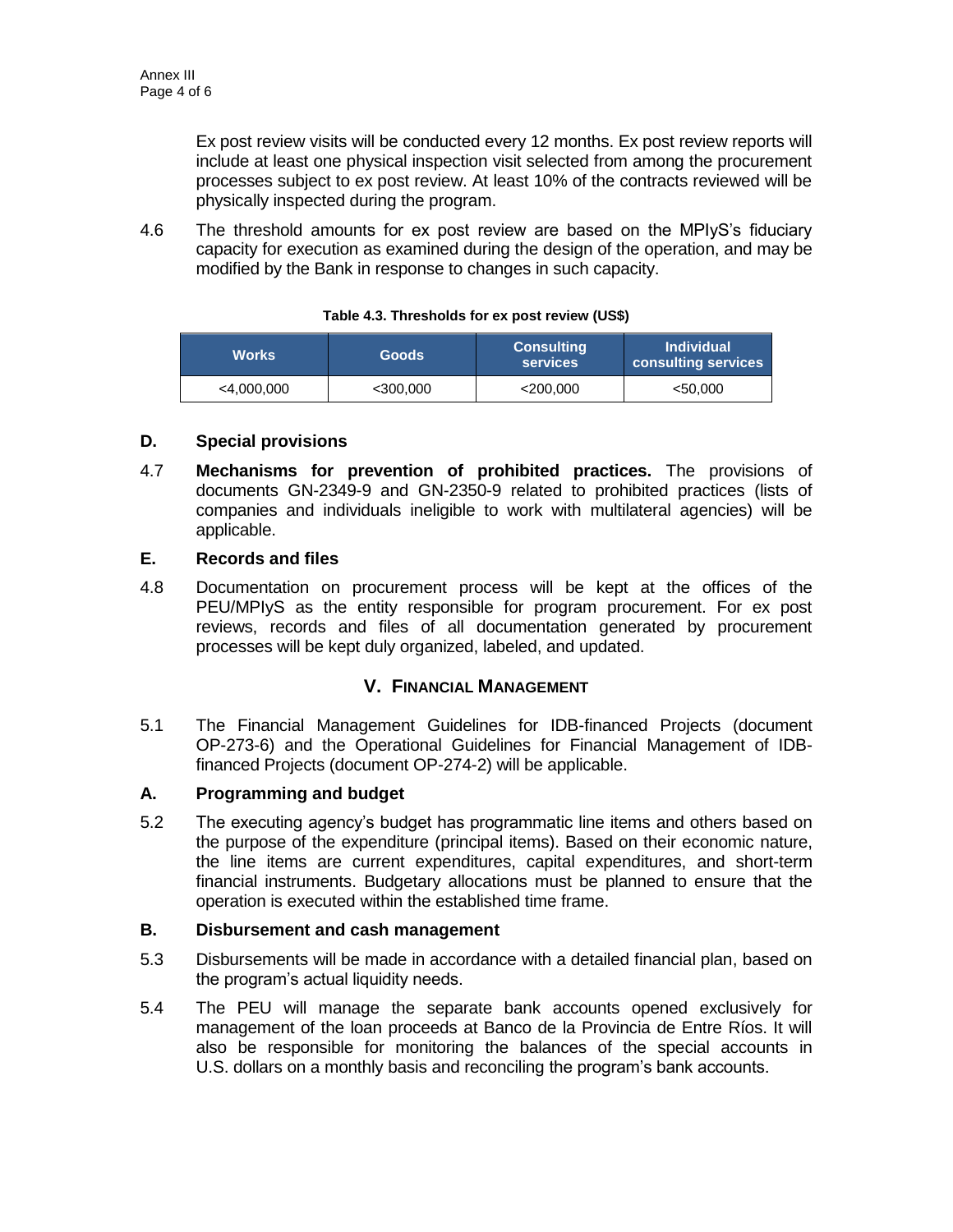Ex post review visits will be conducted every 12 months. Ex post review reports will include at least one physical inspection visit selected from among the procurement processes subject to ex post review. At least 10% of the contracts reviewed will be physically inspected during the program.

4.6 The threshold amounts for ex post review are based on the MPIyS's fiduciary capacity for execution as examined during the design of the operation, and may be modified by the Bank in response to changes in such capacity.

**Table 4.3. Thresholds for ex post review (US$)**

| Works | Goods | Consulting services | Individual consulting services |
|---|---|---|---|
| <4,000,000 | <300,000 | <200,000 | <50,000 |

### D. Special provisions

4.7 **Mechanisms for prevention of prohibited practices.** The provisions of documents GN-2349-9 and GN-2350-9 related to prohibited practices (lists of companies and individuals ineligible to work with multilateral agencies) will be applicable.

### E. Records and files

4.8 Documentation on procurement process will be kept at the offices of the PEU/MPIyS as the entity responsible for program procurement. For ex post reviews, records and files of all documentation generated by procurement processes will be kept duly organized, labeled, and updated.

## V. FINANCIAL MANAGEMENT

5.1 The Financial Management Guidelines for IDB-financed Projects (document OP-273-6) and the Operational Guidelines for Financial Management of IDB-financed Projects (document OP-274-2) will be applicable.

### A. Programming and budget

5.2 The executing agency's budget has programmatic line items and others based on the purpose of the expenditure (principal items). Based on their economic nature, the line items are current expenditures, capital expenditures, and short-term financial instruments. Budgetary allocations must be planned to ensure that the operation is executed within the established time frame.

### B. Disbursement and cash management

5.3 Disbursements will be made in accordance with a detailed financial plan, based on the program's actual liquidity needs.

5.4 The PEU will manage the separate bank accounts opened exclusively for management of the loan proceeds at Banco de la Provincia de Entre Ríos. It will also be responsible for monitoring the balances of the special accounts in U.S. dollars on a monthly basis and reconciling the program's bank accounts.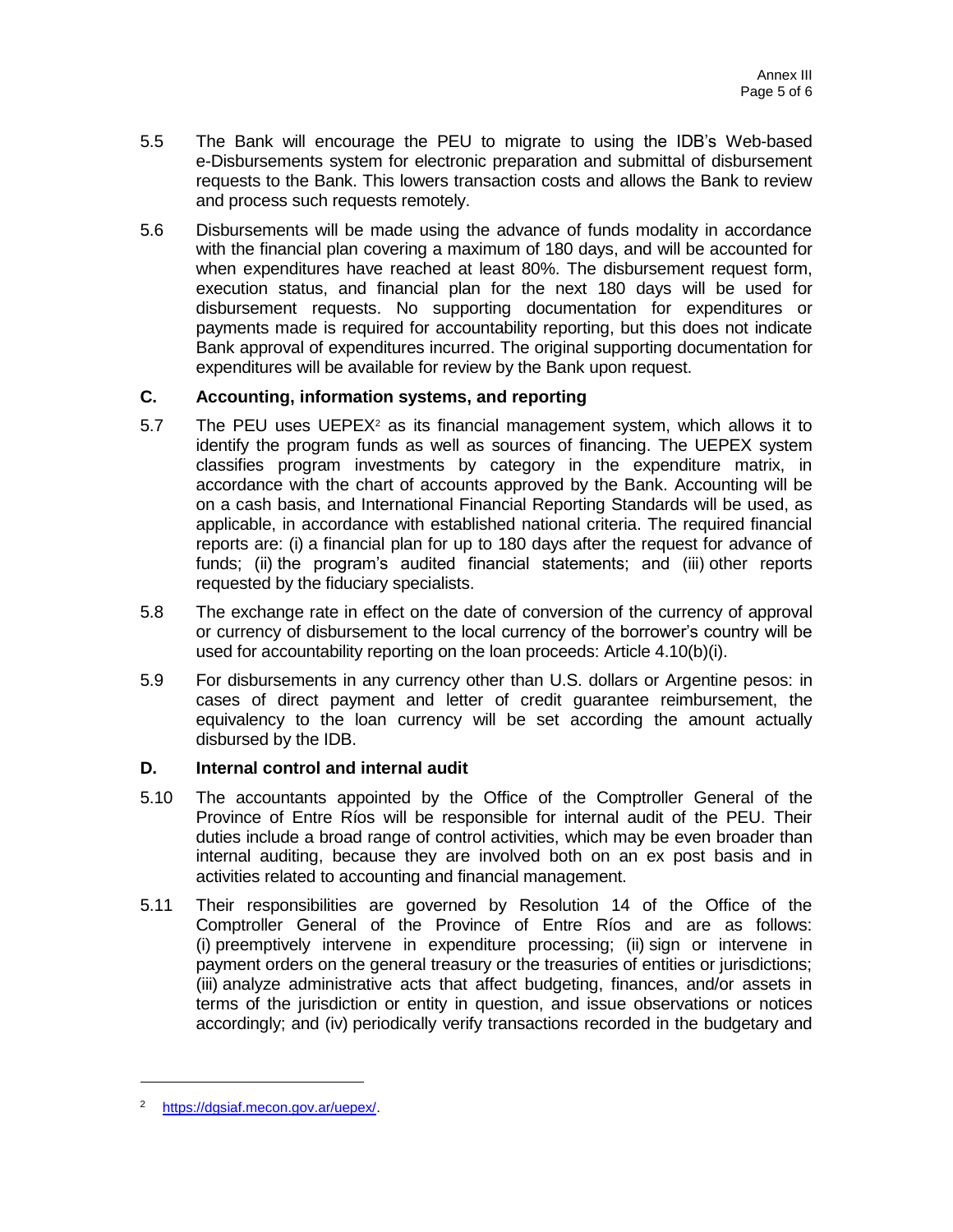5.5 The Bank will encourage the PEU to migrate to using the IDB's Web-based e-Disbursements system for electronic preparation and submittal of disbursement requests to the Bank. This lowers transaction costs and allows the Bank to review and process such requests remotely.

5.6 Disbursements will be made using the advance of funds modality in accordance with the financial plan covering a maximum of 180 days, and will be accounted for when expenditures have reached at least 80%. The disbursement request form, execution status, and financial plan for the next 180 days will be used for disbursement requests. No supporting documentation for expenditures or payments made is required for accountability reporting, but this does not indicate Bank approval of expenditures incurred. The original supporting documentation for expenditures will be available for review by the Bank upon request.

### C. Accounting, information systems, and reporting

5.7 The PEU uses UEPEX[2] as its financial management system, which allows it to identify the program funds as well as sources of financing. The UEPEX system classifies program investments by category in the expenditure matrix, in accordance with the chart of accounts approved by the Bank. Accounting will be on a cash basis, and International Financial Reporting Standards will be used, as applicable, in accordance with established national criteria. The required financial reports are: (i) a financial plan for up to 180 days after the request for advance of funds; (ii) the program's audited financial statements; and (iii) other reports requested by the fiduciary specialists.

5.8 The exchange rate in effect on the date of conversion of the currency of approval or currency of disbursement to the local currency of the borrower's country will be used for accountability reporting on the loan proceeds: Article 4.10(b)(i).

5.9 For disbursements in any currency other than U.S. dollars or Argentine pesos: in cases of direct payment and letter of credit guarantee reimbursement, the equivalency to the loan currency will be set according the amount actually disbursed by the IDB.

### D. Internal control and internal audit

5.10 The accountants appointed by the Office of the Comptroller General of the Province of Entre Ríos will be responsible for internal audit of the PEU. Their duties include a broad range of control activities, which may be even broader than internal auditing, because they are involved both on an ex post basis and in activities related to accounting and financial management.

5.11 Their responsibilities are governed by Resolution 14 of the Office of the Comptroller General of the Province of Entre Ríos and are as follows: (i) preemptively intervene in expenditure processing; (ii) sign or intervene in payment orders on the general treasury or the treasuries of entities or jurisdictions; (iii) analyze administrative acts that affect budgeting, finances, and/or assets in terms of the jurisdiction or entity in question, and issue observations or notices accordingly; and (iv) periodically verify transactions recorded in the budgetary and

---

[2] https://dgsiaf.mecon.gov.ar/uepex/.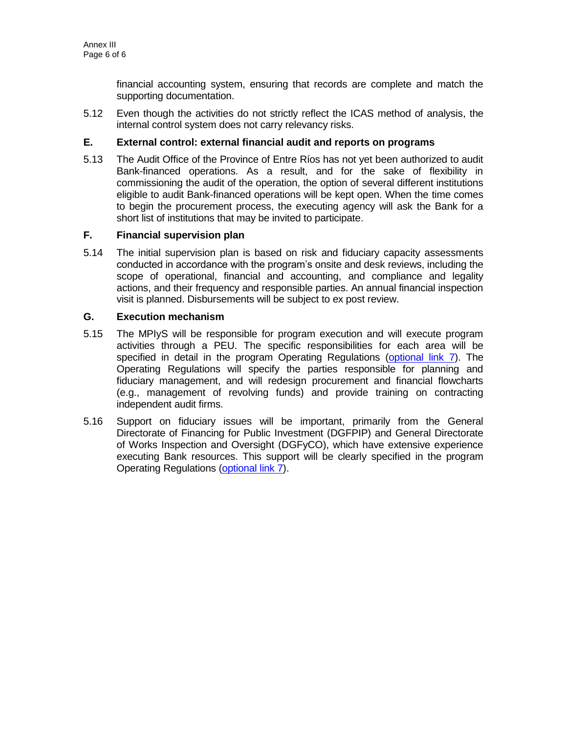financial accounting system, ensuring that records are complete and match the supporting documentation.

5.12 Even though the activities do not strictly reflect the ICAS method of analysis, the internal control system does not carry relevancy risks.

## E. External control: external financial audit and reports on programs

5.13 The Audit Office of the Province of Entre Ríos has not yet been authorized to audit Bank-financed operations. As a result, and for the sake of flexibility in commissioning the audit of the operation, the option of several different institutions eligible to audit Bank-financed operations will be kept open. When the time comes to begin the procurement process, the executing agency will ask the Bank for a short list of institutions that may be invited to participate.

## F. Financial supervision plan

5.14 The initial supervision plan is based on risk and fiduciary capacity assessments conducted in accordance with the program's onsite and desk reviews, including the scope of operational, financial and accounting, and compliance and legality actions, and their frequency and responsible parties. An annual financial inspection visit is planned. Disbursements will be subject to ex post review.

## G. Execution mechanism

5.15 The MPIyS will be responsible for program execution and will execute program activities through a PEU. The specific responsibilities for each area will be specified in detail in the program Operating Regulations (optional link 7). The Operating Regulations will specify the parties responsible for planning and fiduciary management, and will redesign procurement and financial flowcharts (e.g., management of revolving funds) and provide training on contracting independent audit firms.

5.16 Support on fiduciary issues will be important, primarily from the General Directorate of Financing for Public Investment (DGFPIP) and General Directorate of Works Inspection and Oversight (DGFyCO), which have extensive experience executing Bank resources. This support will be clearly specified in the program Operating Regulations (optional link 7).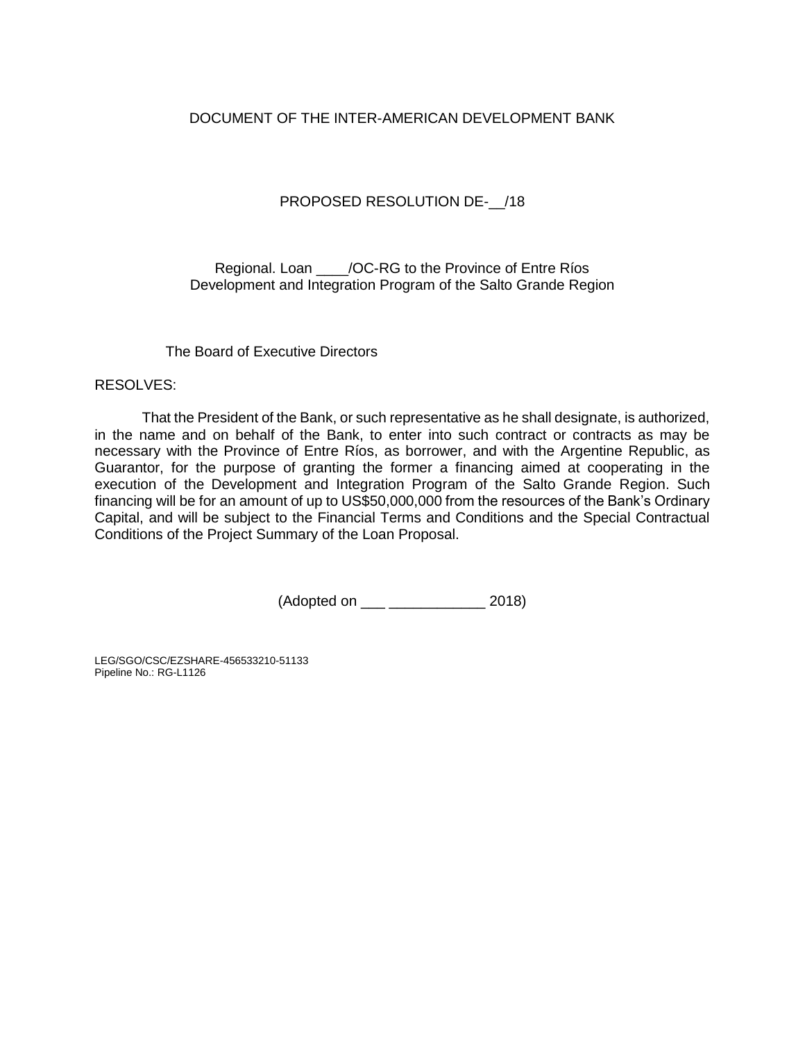DOCUMENT OF THE INTER-AMERICAN DEVELOPMENT BANK

PROPOSED RESOLUTION DE-__/18

Regional. Loan ____/OC-RG to the Province of Entre Ríos
Development and Integration Program of the Salto Grande Region

The Board of Executive Directors

RESOLVES:

That the President of the Bank, or such representative as he shall designate, is authorized, in the name and on behalf of the Bank, to enter into such contract or contracts as may be necessary with the Province of Entre Ríos, as borrower, and with the Argentine Republic, as Guarantor, for the purpose of granting the former a financing aimed at cooperating in the execution of the Development and Integration Program of the Salto Grande Region. Such financing will be for an amount of up to US$50,000,000 from the resources of the Bank's Ordinary Capital, and will be subject to the Financial Terms and Conditions and the Special Contractual Conditions of the Project Summary of the Loan Proposal.

(Adopted on ___ ____________ 2018)

LEG/SGO/CSC/EZSHARE-456533210-51133
Pipeline No.: RG-L1126